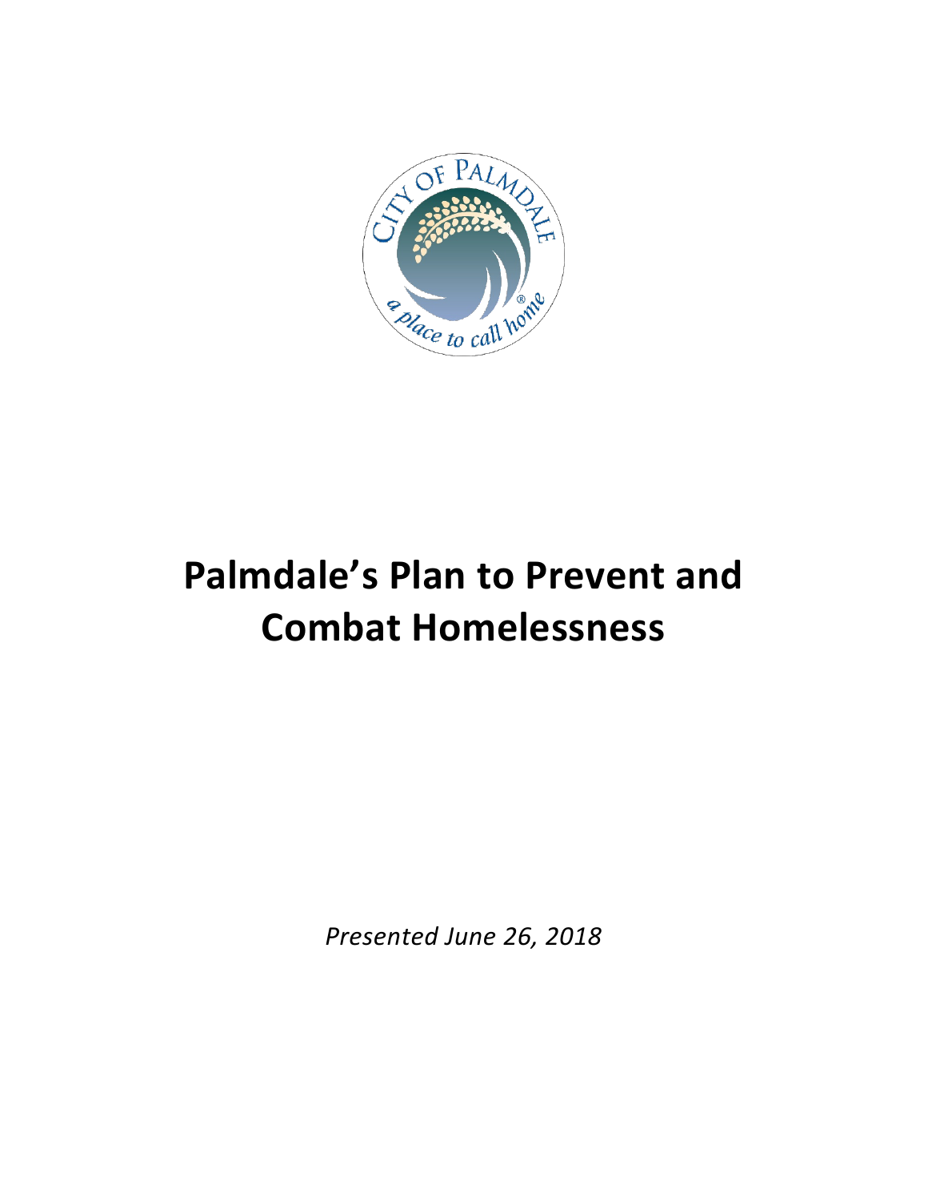# Palmdale's Plan to Prevent and Combat Homelessness

*Presented June 26, 2018*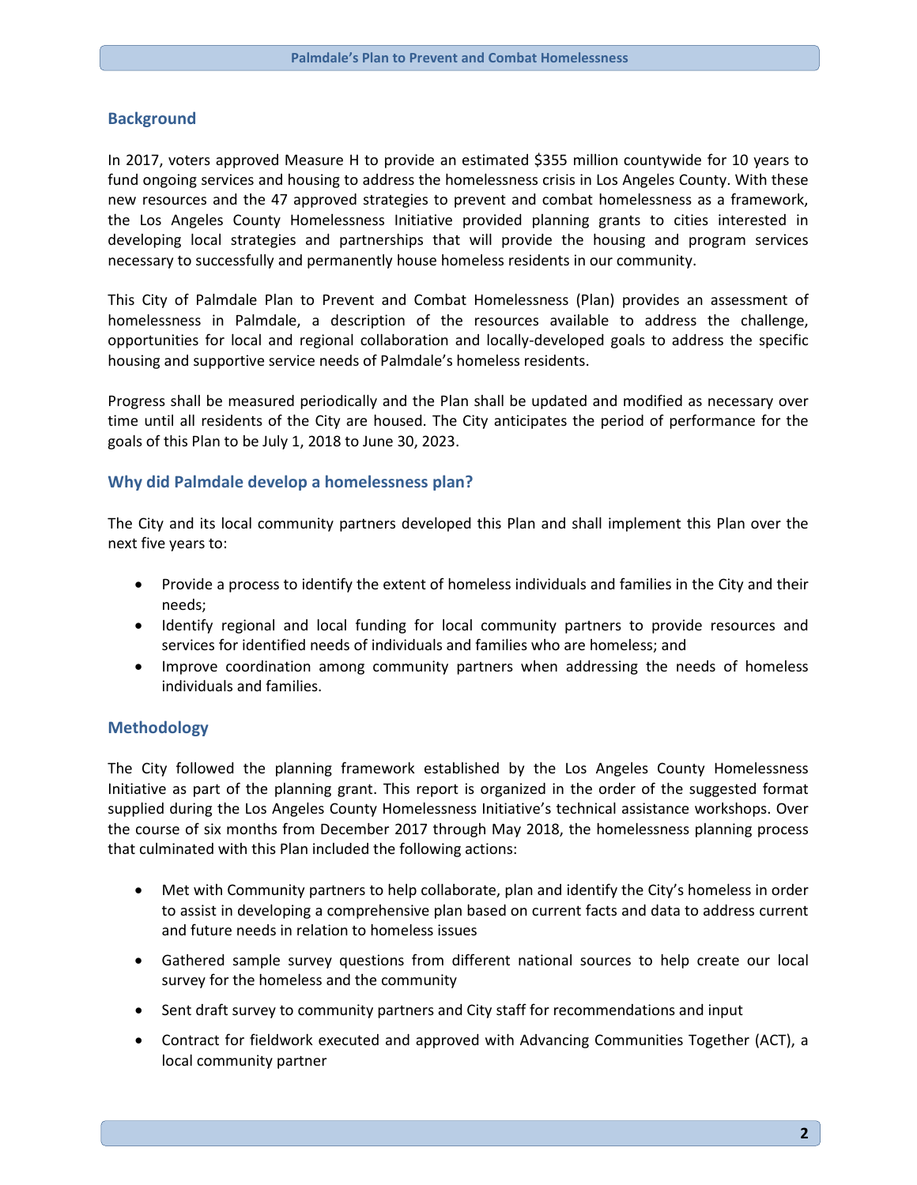## Background

In 2017, voters approved Measure H to provide an estimated $355 million countywide for 10 years to fund ongoing services and housing to address the homelessness crisis in Los Angeles County. With these new resources and the 47 approved strategies to prevent and combat homelessness as a framework, the Los Angeles County Homelessness Initiative provided planning grants to cities interested in developing local strategies and partnerships that will provide the housing and program services necessary to successfully and permanently house homeless residents in our community.

This City of Palmdale Plan to Prevent and Combat Homelessness (Plan) provides an assessment of homelessness in Palmdale, a description of the resources available to address the challenge, opportunities for local and regional collaboration and locally-developed goals to address the specific housing and supportive service needs of Palmdale's homeless residents.

Progress shall be measured periodically and the Plan shall be updated and modified as necessary over time until all residents of the City are housed. The City anticipates the period of performance for the goals of this Plan to be July 1, 2018 to June 30, 2023.

## Why did Palmdale develop a homelessness plan?

The City and its local community partners developed this Plan and shall implement this Plan over the next five years to:

- Provide a process to identify the extent of homeless individuals and families in the City and their needs;
- Identify regional and local funding for local community partners to provide resources and services for identified needs of individuals and families who are homeless; and
- Improve coordination among community partners when addressing the needs of homeless individuals and families.

## Methodology

The City followed the planning framework established by the Los Angeles County Homelessness Initiative as part of the planning grant. This report is organized in the order of the suggested format supplied during the Los Angeles County Homelessness Initiative's technical assistance workshops. Over the course of six months from December 2017 through May 2018, the homelessness planning process that culminated with this Plan included the following actions:

- Met with Community partners to help collaborate, plan and identify the City's homeless in order to assist in developing a comprehensive plan based on current facts and data to address current and future needs in relation to homeless issues
- Gathered sample survey questions from different national sources to help create our local survey for the homeless and the community
- Sent draft survey to community partners and City staff for recommendations and input
- Contract for fieldwork executed and approved with Advancing Communities Together (ACT), a local community partner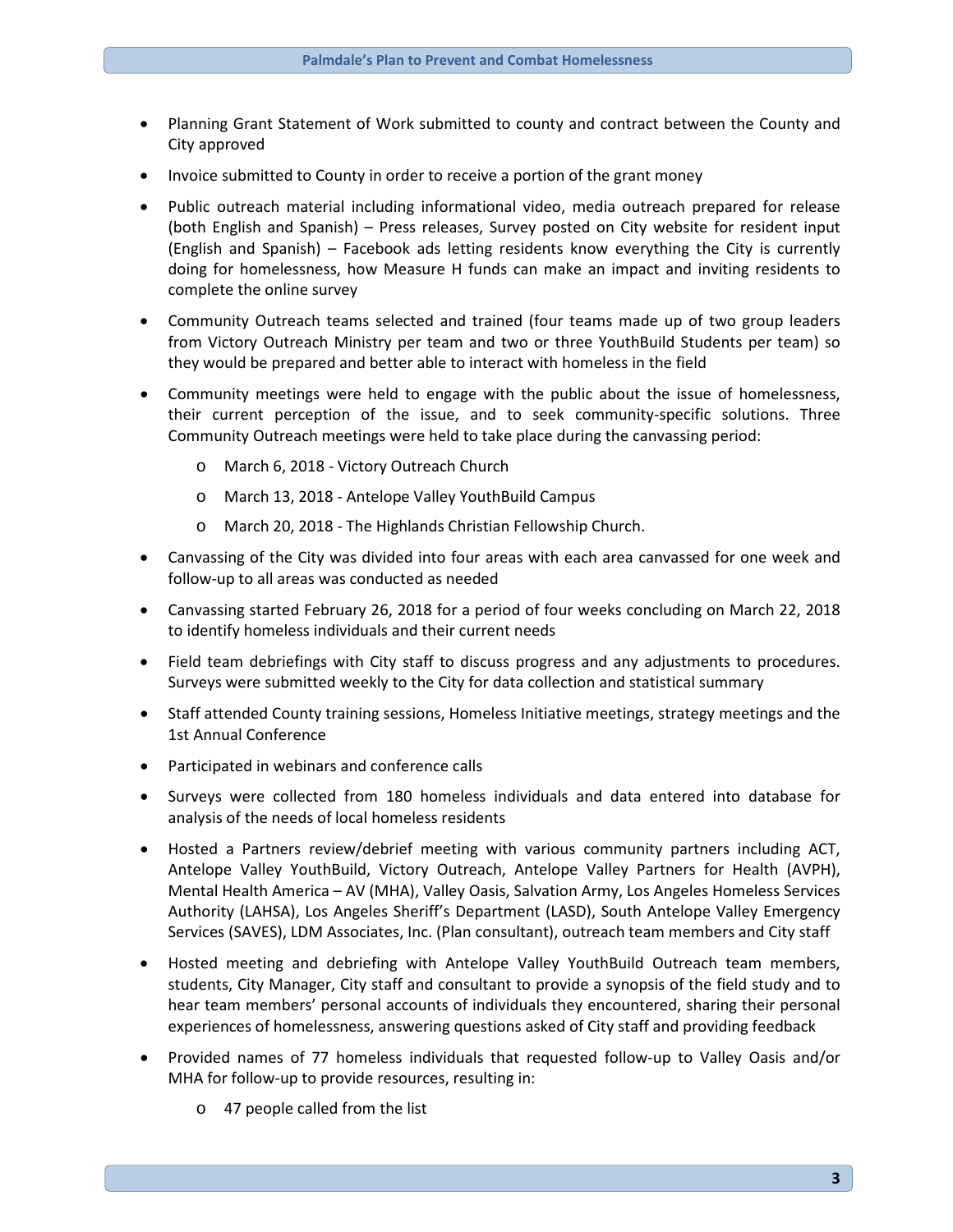- Planning Grant Statement of Work submitted to county and contract between the County and City approved
- Invoice submitted to County in order to receive a portion of the grant money
- Public outreach material including informational video, media outreach prepared for release (both English and Spanish) – Press releases, Survey posted on City website for resident input (English and Spanish) – Facebook ads letting residents know everything the City is currently doing for homelessness, how Measure H funds can make an impact and inviting residents to complete the online survey
- Community Outreach teams selected and trained (four teams made up of two group leaders from Victory Outreach Ministry per team and two or three YouthBuild Students per team) so they would be prepared and better able to interact with homeless in the field
- Community meetings were held to engage with the public about the issue of homelessness, their current perception of the issue, and to seek community-specific solutions. Three Community Outreach meetings were held to take place during the canvassing period:
  - March 6, 2018 - Victory Outreach Church
  - March 13, 2018 - Antelope Valley YouthBuild Campus
  - March 20, 2018 - The Highlands Christian Fellowship Church.
- Canvassing of the City was divided into four areas with each area canvassed for one week and follow-up to all areas was conducted as needed
- Canvassing started February 26, 2018 for a period of four weeks concluding on March 22, 2018 to identify homeless individuals and their current needs
- Field team debriefings with City staff to discuss progress and any adjustments to procedures. Surveys were submitted weekly to the City for data collection and statistical summary
- Staff attended County training sessions, Homeless Initiative meetings, strategy meetings and the 1st Annual Conference
- Participated in webinars and conference calls
- Surveys were collected from 180 homeless individuals and data entered into database for analysis of the needs of local homeless residents
- Hosted a Partners review/debrief meeting with various community partners including ACT, Antelope Valley YouthBuild, Victory Outreach, Antelope Valley Partners for Health (AVPH), Mental Health America – AV (MHA), Valley Oasis, Salvation Army, Los Angeles Homeless Services Authority (LAHSA), Los Angeles Sheriff's Department (LASD), South Antelope Valley Emergency Services (SAVES), LDM Associates, Inc. (Plan consultant), outreach team members and City staff
- Hosted meeting and debriefing with Antelope Valley YouthBuild Outreach team members, students, City Manager, City staff and consultant to provide a synopsis of the field study and to hear team members' personal accounts of individuals they encountered, sharing their personal experiences of homelessness, answering questions asked of City staff and providing feedback
- Provided names of 77 homeless individuals that requested follow-up to Valley Oasis and/or MHA for follow-up to provide resources, resulting in:
  - 47 people called from the list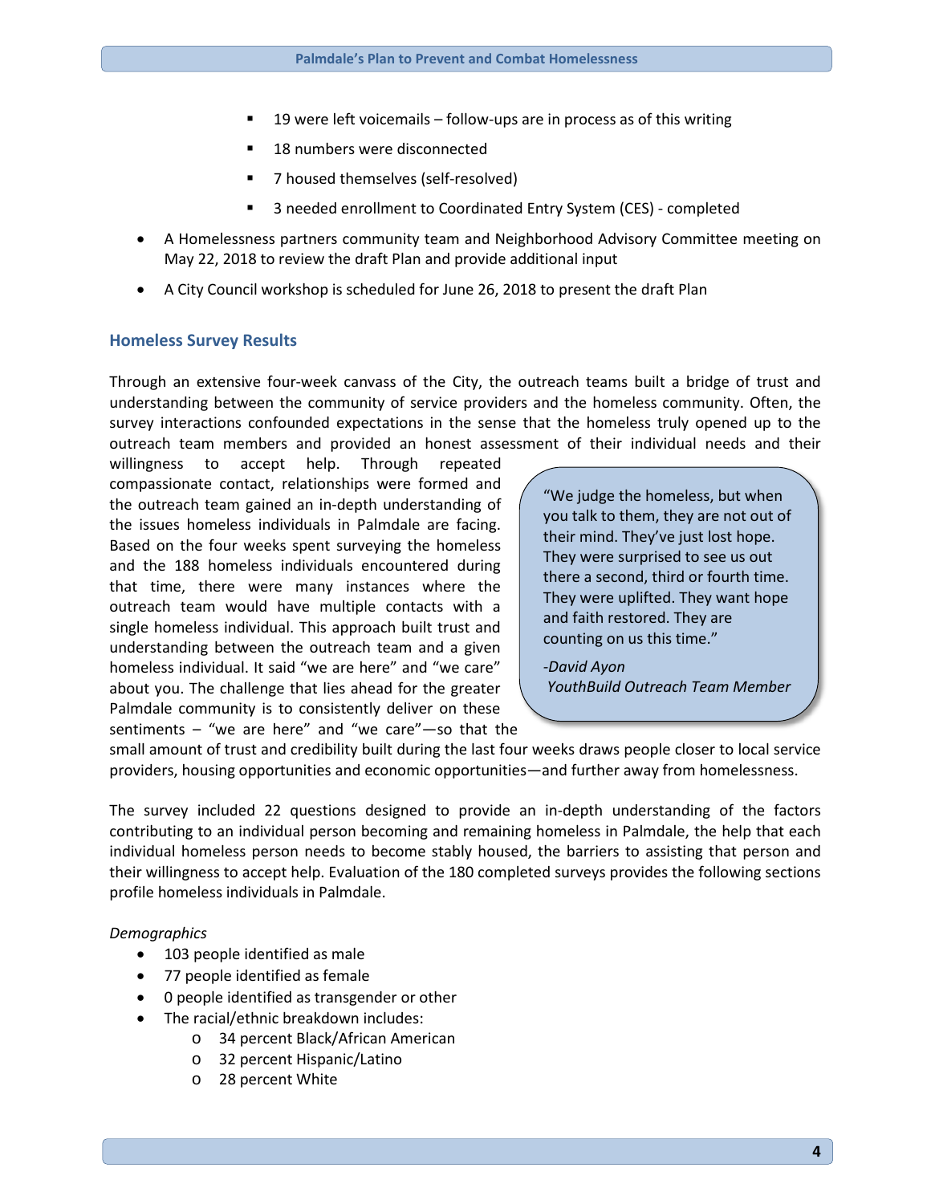- 19 were left voicemails – follow-ups are in process as of this writing
- 18 numbers were disconnected
- 7 housed themselves (self-resolved)
- 3 needed enrollment to Coordinated Entry System (CES) - completed

- A Homelessness partners community team and Neighborhood Advisory Committee meeting on May 22, 2018 to review the draft Plan and provide additional input
- A City Council workshop is scheduled for June 26, 2018 to present the draft Plan

## Homeless Survey Results

Through an extensive four-week canvass of the City, the outreach teams built a bridge of trust and understanding between the community of service providers and the homeless community. Often, the survey interactions confounded expectations in the sense that the homeless truly opened up to the outreach team members and provided an honest assessment of their individual needs and their willingness to accept help. Through repeated compassionate contact, relationships were formed and the outreach team gained an in-depth understanding of the issues homeless individuals in Palmdale are facing. Based on the four weeks spent surveying the homeless and the 188 homeless individuals encountered during that time, there were many instances where the outreach team would have multiple contacts with a single homeless individual. This approach built trust and understanding between the outreach team and a given homeless individual. It said "we are here" and "we care" about you. The challenge that lies ahead for the greater Palmdale community is to consistently deliver on these sentiments – "we are here" and "we care"—so that the small amount of trust and credibility built during the last four weeks draws people closer to local service providers, housing opportunities and economic opportunities—and further away from homelessness.

> "We judge the homeless, but when you talk to them, they are not out of their mind. They've just lost hope. They were surprised to see us out there a second, third or fourth time. They were uplifted. They want hope and faith restored. They are counting on us this time."
>
> *-David Ayon*
> *YouthBuild Outreach Team Member*

The survey included 22 questions designed to provide an in-depth understanding of the factors contributing to an individual person becoming and remaining homeless in Palmdale, the help that each individual homeless person needs to become stably housed, the barriers to assisting that person and their willingness to accept help. Evaluation of the 180 completed surveys provides the following sections profile homeless individuals in Palmdale.

*Demographics*

- 103 people identified as male
- 77 people identified as female
- 0 people identified as transgender or other
- The racial/ethnic breakdown includes:
  - 34 percent Black/African American
  - 32 percent Hispanic/Latino
  - 28 percent White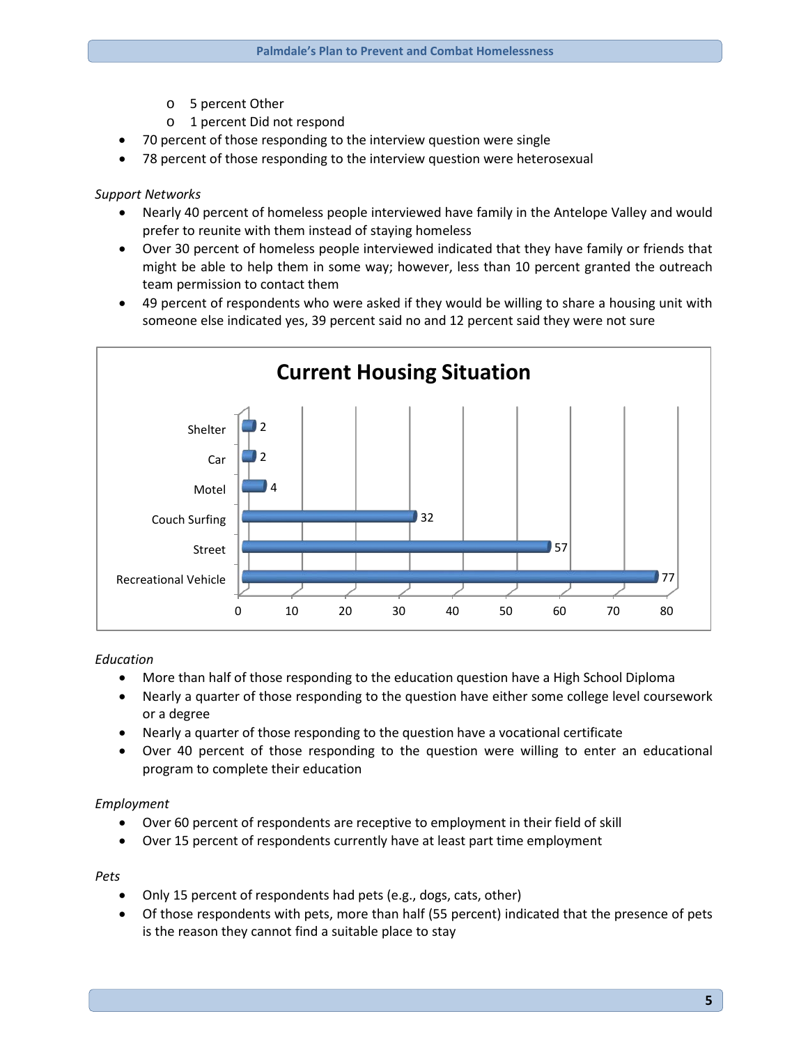- 5 percent Other
   - 1 percent Did not respond
- 70 percent of those responding to the interview question were single
- 78 percent of those responding to the interview question were heterosexual

*Support Networks*

- Nearly 40 percent of homeless people interviewed have family in the Antelope Valley and would prefer to reunite with them instead of staying homeless
- Over 30 percent of homeless people interviewed indicated that they have family or friends that might be able to help them in some way; however, less than 10 percent granted the outreach team permission to contact them
- 49 percent of respondents who were asked if they would be willing to share a housing unit with someone else indicated yes, 39 percent said no and 12 percent said they were not sure

**Current Housing Situation**

| Housing Situation | Count |
| --- | --- |
| Shelter | 2 |
| Car | 2 |
| Motel | 4 |
| Couch Surfing | 32 |
| Street | 57 |
| Recreational Vehicle | 77 |

*Education*

- More than half of those responding to the education question have a High School Diploma
- Nearly a quarter of those responding to the question have either some college level coursework or a degree
- Nearly a quarter of those responding to the question have a vocational certificate
- Over 40 percent of those responding to the question were willing to enter an educational program to complete their education

*Employment*

- Over 60 percent of respondents are receptive to employment in their field of skill
- Over 15 percent of respondents currently have at least part time employment

*Pets*

- Only 15 percent of respondents had pets (e.g., dogs, cats, other)
- Of those respondents with pets, more than half (55 percent) indicated that the presence of pets is the reason they cannot find a suitable place to stay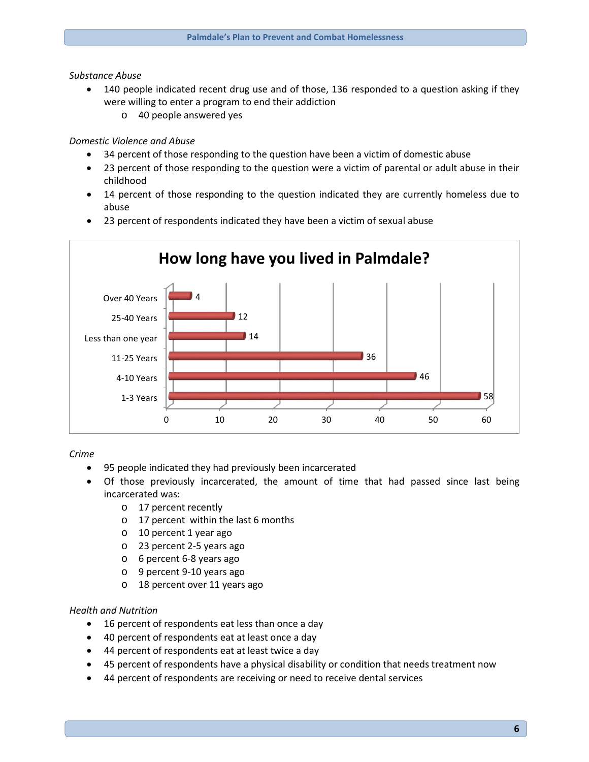*Substance Abuse*

- 140 people indicated recent drug use and of those, 136 responded to a question asking if they were willing to enter a program to end their addiction
  - 40 people answered yes

*Domestic Violence and Abuse*

- 34 percent of those responding to the question have been a victim of domestic abuse
- 23 percent of those responding to the question were a victim of parental or adult abuse in their childhood
- 14 percent of those responding to the question indicated they are currently homeless due to abuse
- 23 percent of respondents indicated they have been a victim of sexual abuse

**How long have you lived in Palmdale?**

| Length of time | Respondents |
|---|---|
| Over 40 Years | 4 |
| 25-40 Years | 12 |
| Less than one year | 14 |
| 11-25 Years | 36 |
| 4-10 Years | 46 |
| 1-3 Years | 58 |

*Crime*

- 95 people indicated they had previously been incarcerated
- Of those previously incarcerated, the amount of time that had passed since last being incarcerated was:
  - 17 percent recently
  - 17 percent within the last 6 months
  - 10 percent 1 year ago
  - 23 percent 2-5 years ago
  - 6 percent 6-8 years ago
  - 9 percent 9-10 years ago
  - 18 percent over 11 years ago

*Health and Nutrition*

- 16 percent of respondents eat less than once a day
- 40 percent of respondents eat at least once a day
- 44 percent of respondents eat at least twice a day
- 45 percent of respondents have a physical disability or condition that needs treatment now
- 44 percent of respondents are receiving or need to receive dental services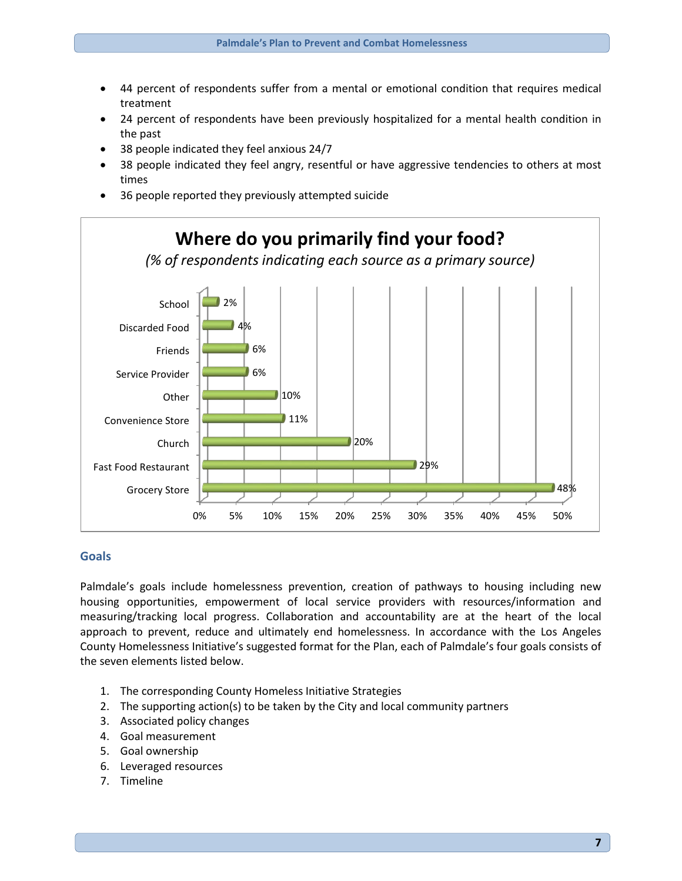- 44 percent of respondents suffer from a mental or emotional condition that requires medical treatment
- 24 percent of respondents have been previously hospitalized for a mental health condition in the past
- 38 people indicated they feel anxious 24/7
- 38 people indicated they feel angry, resentful or have aggressive tendencies to others at most times
- 36 people reported they previously attempted suicide

**Where do you primarily find your food?**

*(% of respondents indicating each source as a primary source)*

| Source | % |
|---|---|
| School | 2% |
| Discarded Food | 4% |
| Friends | 6% |
| Service Provider | 6% |
| Other | 10% |
| Convenience Store | 11% |
| Church | 20% |
| Fast Food Restaurant | 29% |
| Grocery Store | 48% |

## Goals

Palmdale's goals include homelessness prevention, creation of pathways to housing including new housing opportunities, empowerment of local service providers with resources/information and measuring/tracking local progress. Collaboration and accountability are at the heart of the local approach to prevent, reduce and ultimately end homelessness. In accordance with the Los Angeles County Homelessness Initiative's suggested format for the Plan, each of Palmdale's four goals consists of the seven elements listed below.

1. The corresponding County Homeless Initiative Strategies
2. The supporting action(s) to be taken by the City and local community partners
3. Associated policy changes
4. Goal measurement
5. Goal ownership
6. Leveraged resources
7. Timeline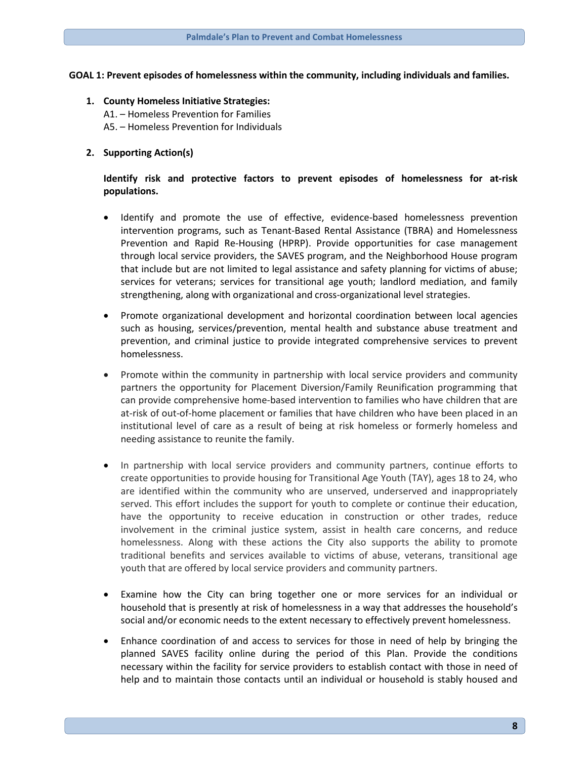**GOAL 1: Prevent episodes of homelessness within the community, including individuals and families.**

1. **County Homeless Initiative Strategies:**
   A1. – Homeless Prevention for Families
   A5. – Homeless Prevention for Individuals

2. **Supporting Action(s)**

   **Identify risk and protective factors to prevent episodes of homelessness for at-risk populations.**

   - Identify and promote the use of effective, evidence-based homelessness prevention intervention programs, such as Tenant-Based Rental Assistance (TBRA) and Homelessness Prevention and Rapid Re-Housing (HPRP). Provide opportunities for case management through local service providers, the SAVES program, and the Neighborhood House program that include but are not limited to legal assistance and safety planning for victims of abuse; services for veterans; services for transitional age youth; landlord mediation, and family strengthening, along with organizational and cross-organizational level strategies.

   - Promote organizational development and horizontal coordination between local agencies such as housing, services/prevention, mental health and substance abuse treatment and prevention, and criminal justice to provide integrated comprehensive services to prevent homelessness.

   - Promote within the community in partnership with local service providers and community partners the opportunity for Placement Diversion/Family Reunification programming that can provide comprehensive home-based intervention to families who have children that are at-risk of out-of-home placement or families that have children who have been placed in an institutional level of care as a result of being at risk homeless or formerly homeless and needing assistance to reunite the family.

   - In partnership with local service providers and community partners, continue efforts to create opportunities to provide housing for Transitional Age Youth (TAY), ages 18 to 24, who are identified within the community who are unserved, underserved and inappropriately served. This effort includes the support for youth to complete or continue their education, have the opportunity to receive education in construction or other trades, reduce involvement in the criminal justice system, assist in health care concerns, and reduce homelessness. Along with these actions the City also supports the ability to promote traditional benefits and services available to victims of abuse, veterans, transitional age youth that are offered by local service providers and community partners.

   - Examine how the City can bring together one or more services for an individual or household that is presently at risk of homelessness in a way that addresses the household's social and/or economic needs to the extent necessary to effectively prevent homelessness.

   - Enhance coordination of and access to services for those in need of help by bringing the planned SAVES facility online during the period of this Plan. Provide the conditions necessary within the facility for service providers to establish contact with those in need of help and to maintain those contacts until an individual or household is stably housed and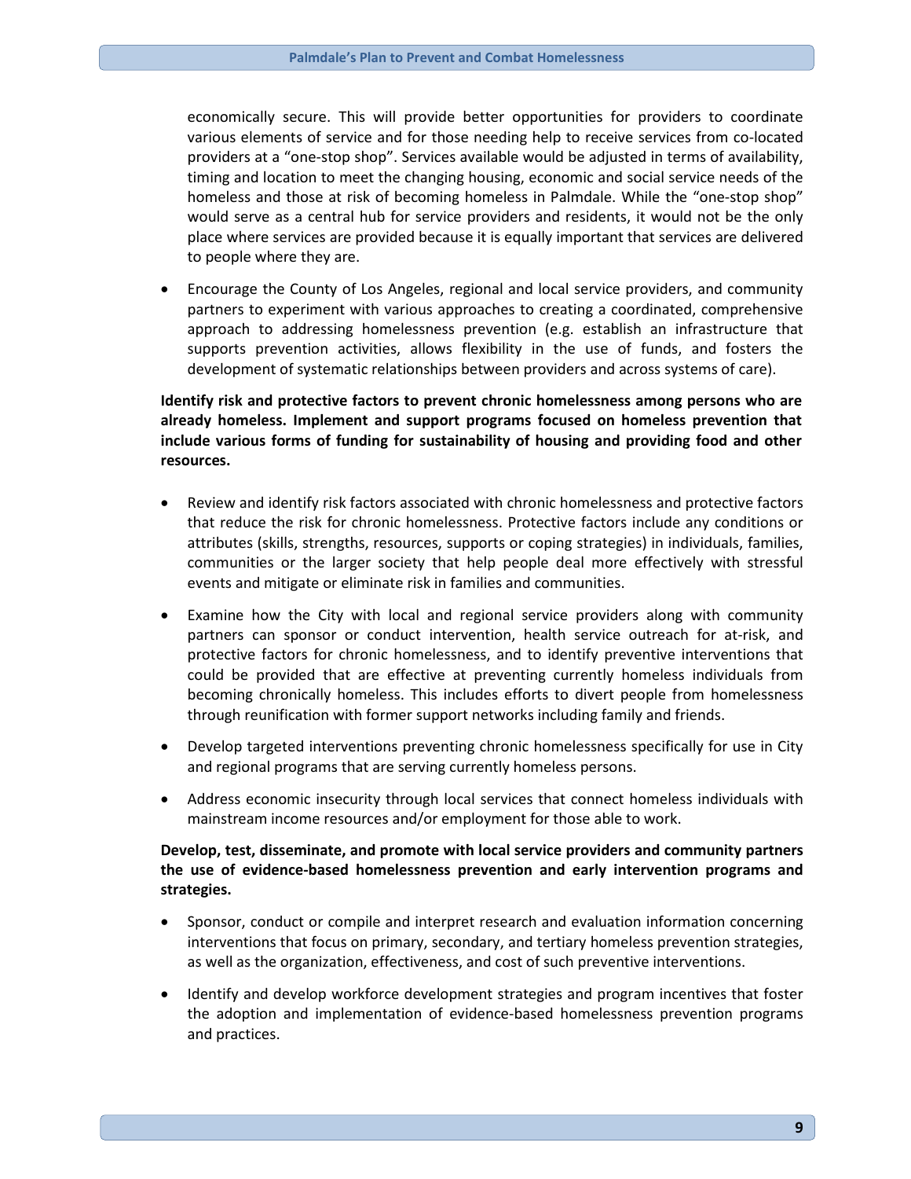economically secure. This will provide better opportunities for providers to coordinate various elements of service and for those needing help to receive services from co-located providers at a "one-stop shop". Services available would be adjusted in terms of availability, timing and location to meet the changing housing, economic and social service needs of the homeless and those at risk of becoming homeless in Palmdale. While the "one-stop shop" would serve as a central hub for service providers and residents, it would not be the only place where services are provided because it is equally important that services are delivered to people where they are.

- Encourage the County of Los Angeles, regional and local service providers, and community partners to experiment with various approaches to creating a coordinated, comprehensive approach to addressing homelessness prevention (e.g. establish an infrastructure that supports prevention activities, allows flexibility in the use of funds, and fosters the development of systematic relationships between providers and across systems of care).

**Identify risk and protective factors to prevent chronic homelessness among persons who are already homeless. Implement and support programs focused on homeless prevention that include various forms of funding for sustainability of housing and providing food and other resources.**

- Review and identify risk factors associated with chronic homelessness and protective factors that reduce the risk for chronic homelessness. Protective factors include any conditions or attributes (skills, strengths, resources, supports or coping strategies) in individuals, families, communities or the larger society that help people deal more effectively with stressful events and mitigate or eliminate risk in families and communities.
- Examine how the City with local and regional service providers along with community partners can sponsor or conduct intervention, health service outreach for at-risk, and protective factors for chronic homelessness, and to identify preventive interventions that could be provided that are effective at preventing currently homeless individuals from becoming chronically homeless. This includes efforts to divert people from homelessness through reunification with former support networks including family and friends.
- Develop targeted interventions preventing chronic homelessness specifically for use in City and regional programs that are serving currently homeless persons.
- Address economic insecurity through local services that connect homeless individuals with mainstream income resources and/or employment for those able to work.

**Develop, test, disseminate, and promote with local service providers and community partners the use of evidence-based homelessness prevention and early intervention programs and strategies.**

- Sponsor, conduct or compile and interpret research and evaluation information concerning interventions that focus on primary, secondary, and tertiary homeless prevention strategies, as well as the organization, effectiveness, and cost of such preventive interventions.
- Identify and develop workforce development strategies and program incentives that foster the adoption and implementation of evidence-based homelessness prevention programs and practices.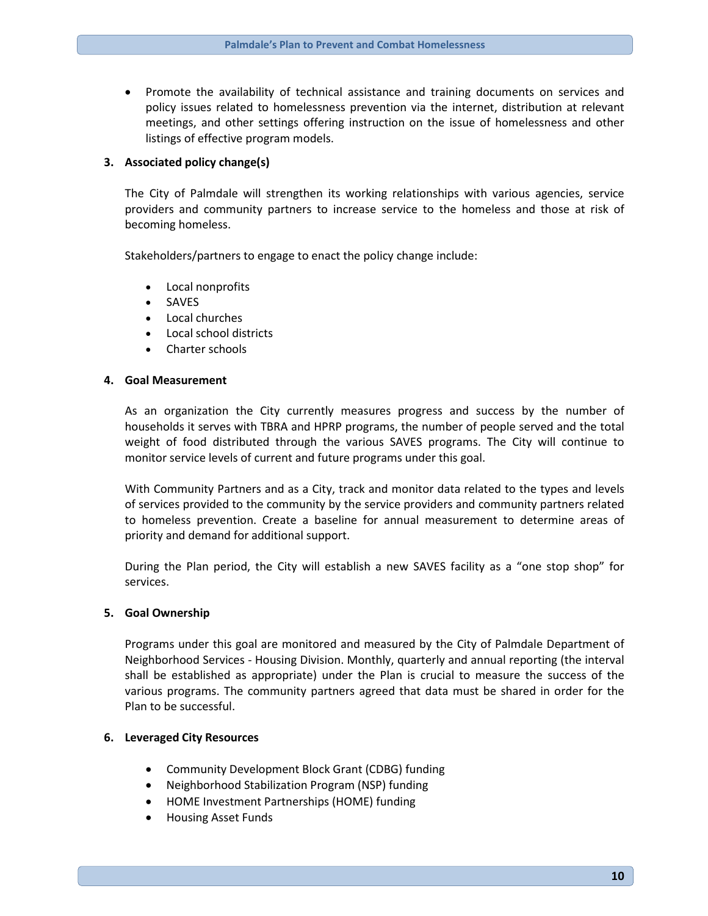- Promote the availability of technical assistance and training documents on services and policy issues related to homelessness prevention via the internet, distribution at relevant meetings, and other settings offering instruction on the issue of homelessness and other listings of effective program models.

**3. Associated policy change(s)**

The City of Palmdale will strengthen its working relationships with various agencies, service providers and community partners to increase service to the homeless and those at risk of becoming homeless.

Stakeholders/partners to engage to enact the policy change include:

- Local nonprofits
- SAVES
- Local churches
- Local school districts
- Charter schools

**4. Goal Measurement**

As an organization the City currently measures progress and success by the number of households it serves with TBRA and HPRP programs, the number of people served and the total weight of food distributed through the various SAVES programs. The City will continue to monitor service levels of current and future programs under this goal.

With Community Partners and as a City, track and monitor data related to the types and levels of services provided to the community by the service providers and community partners related to homeless prevention. Create a baseline for annual measurement to determine areas of priority and demand for additional support.

During the Plan period, the City will establish a new SAVES facility as a "one stop shop" for services.

**5. Goal Ownership**

Programs under this goal are monitored and measured by the City of Palmdale Department of Neighborhood Services - Housing Division. Monthly, quarterly and annual reporting (the interval shall be established as appropriate) under the Plan is crucial to measure the success of the various programs. The community partners agreed that data must be shared in order for the Plan to be successful.

**6. Leveraged City Resources**

- Community Development Block Grant (CDBG) funding
- Neighborhood Stabilization Program (NSP) funding
- HOME Investment Partnerships (HOME) funding
- Housing Asset Funds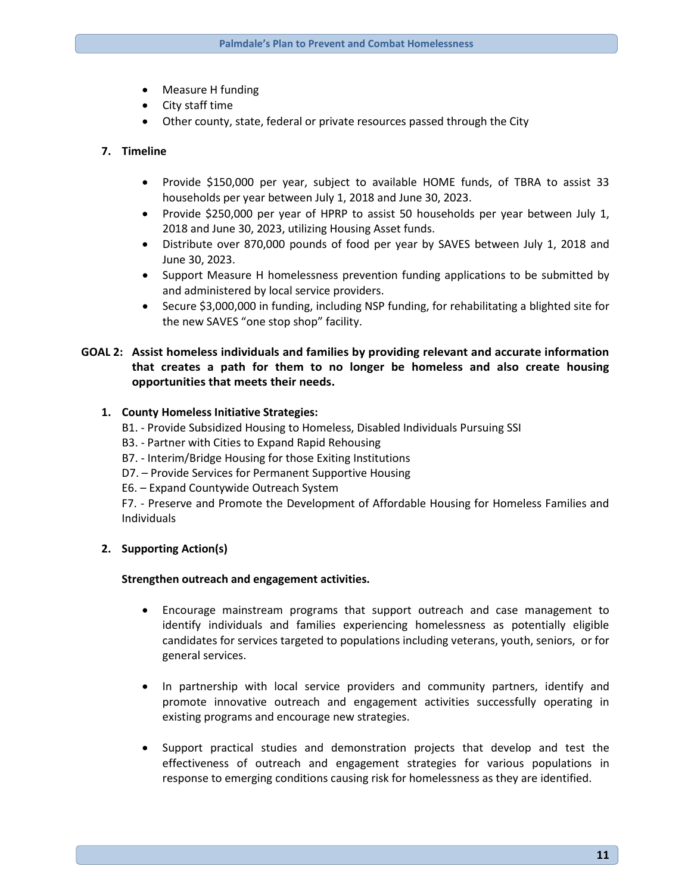- Measure H funding
- City staff time
- Other county, state, federal or private resources passed through the City

**7. Timeline**

- Provide $150,000 per year, subject to available HOME funds, of TBRA to assist 33 households per year between July 1, 2018 and June 30, 2023.
- Provide $250,000 per year of HPRP to assist 50 households per year between July 1, 2018 and June 30, 2023, utilizing Housing Asset funds.
- Distribute over 870,000 pounds of food per year by SAVES between July 1, 2018 and June 30, 2023.
- Support Measure H homelessness prevention funding applications to be submitted by and administered by local service providers.
- Secure $3,000,000 in funding, including NSP funding, for rehabilitating a blighted site for the new SAVES "one stop shop" facility.

**GOAL 2: Assist homeless individuals and families by providing relevant and accurate information that creates a path for them to no longer be homeless and also create housing opportunities that meets their needs.**

**1. County Homeless Initiative Strategies:**

B1. - Provide Subsidized Housing to Homeless, Disabled Individuals Pursuing SSI
B3. - Partner with Cities to Expand Rapid Rehousing
B7. - Interim/Bridge Housing for those Exiting Institutions
D7. – Provide Services for Permanent Supportive Housing
E6. – Expand Countywide Outreach System
F7. - Preserve and Promote the Development of Affordable Housing for Homeless Families and Individuals

**2. Supporting Action(s)**

**Strengthen outreach and engagement activities.**

- Encourage mainstream programs that support outreach and case management to identify individuals and families experiencing homelessness as potentially eligible candidates for services targeted to populations including veterans, youth, seniors, or for general services.

- In partnership with local service providers and community partners, identify and promote innovative outreach and engagement activities successfully operating in existing programs and encourage new strategies.

- Support practical studies and demonstration projects that develop and test the effectiveness of outreach and engagement strategies for various populations in response to emerging conditions causing risk for homelessness as they are identified.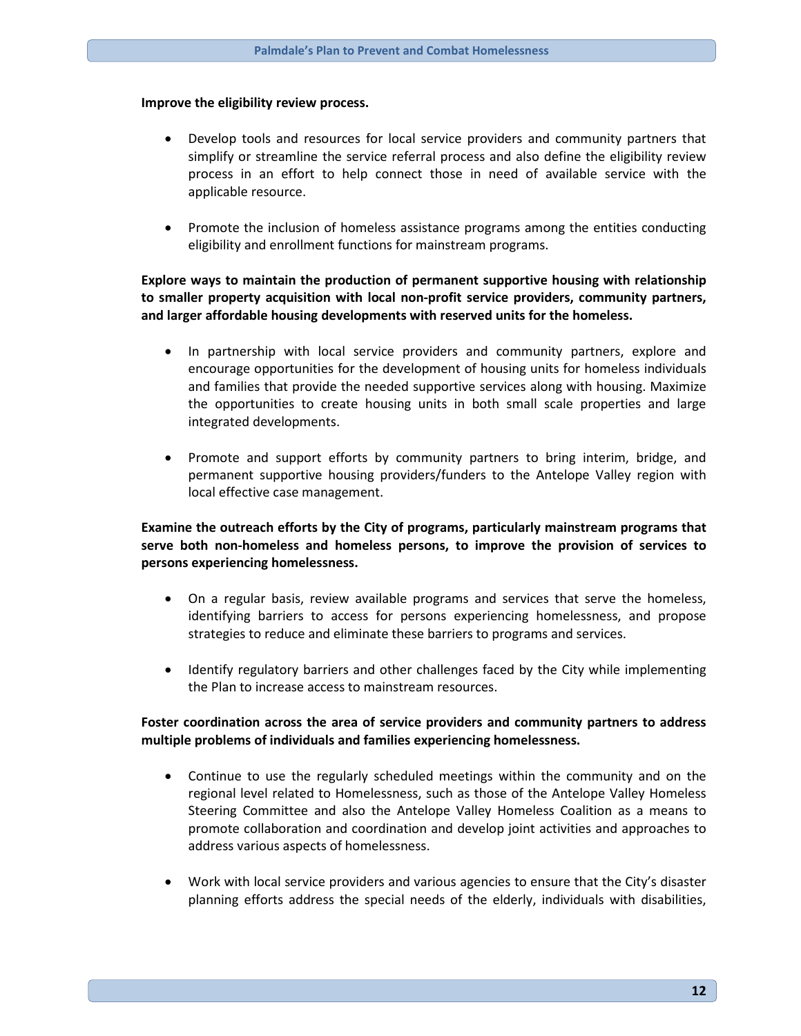**Improve the eligibility review process.**

- Develop tools and resources for local service providers and community partners that simplify or streamline the service referral process and also define the eligibility review process in an effort to help connect those in need of available service with the applicable resource.

- Promote the inclusion of homeless assistance programs among the entities conducting eligibility and enrollment functions for mainstream programs.

**Explore ways to maintain the production of permanent supportive housing with relationship to smaller property acquisition with local non-profit service providers, community partners, and larger affordable housing developments with reserved units for the homeless.**

- In partnership with local service providers and community partners, explore and encourage opportunities for the development of housing units for homeless individuals and families that provide the needed supportive services along with housing. Maximize the opportunities to create housing units in both small scale properties and large integrated developments.

- Promote and support efforts by community partners to bring interim, bridge, and permanent supportive housing providers/funders to the Antelope Valley region with local effective case management.

**Examine the outreach efforts by the City of programs, particularly mainstream programs that serve both non-homeless and homeless persons, to improve the provision of services to persons experiencing homelessness.**

- On a regular basis, review available programs and services that serve the homeless, identifying barriers to access for persons experiencing homelessness, and propose strategies to reduce and eliminate these barriers to programs and services.

- Identify regulatory barriers and other challenges faced by the City while implementing the Plan to increase access to mainstream resources.

**Foster coordination across the area of service providers and community partners to address multiple problems of individuals and families experiencing homelessness.**

- Continue to use the regularly scheduled meetings within the community and on the regional level related to Homelessness, such as those of the Antelope Valley Homeless Steering Committee and also the Antelope Valley Homeless Coalition as a means to promote collaboration and coordination and develop joint activities and approaches to address various aspects of homelessness.

- Work with local service providers and various agencies to ensure that the City's disaster planning efforts address the special needs of the elderly, individuals with disabilities,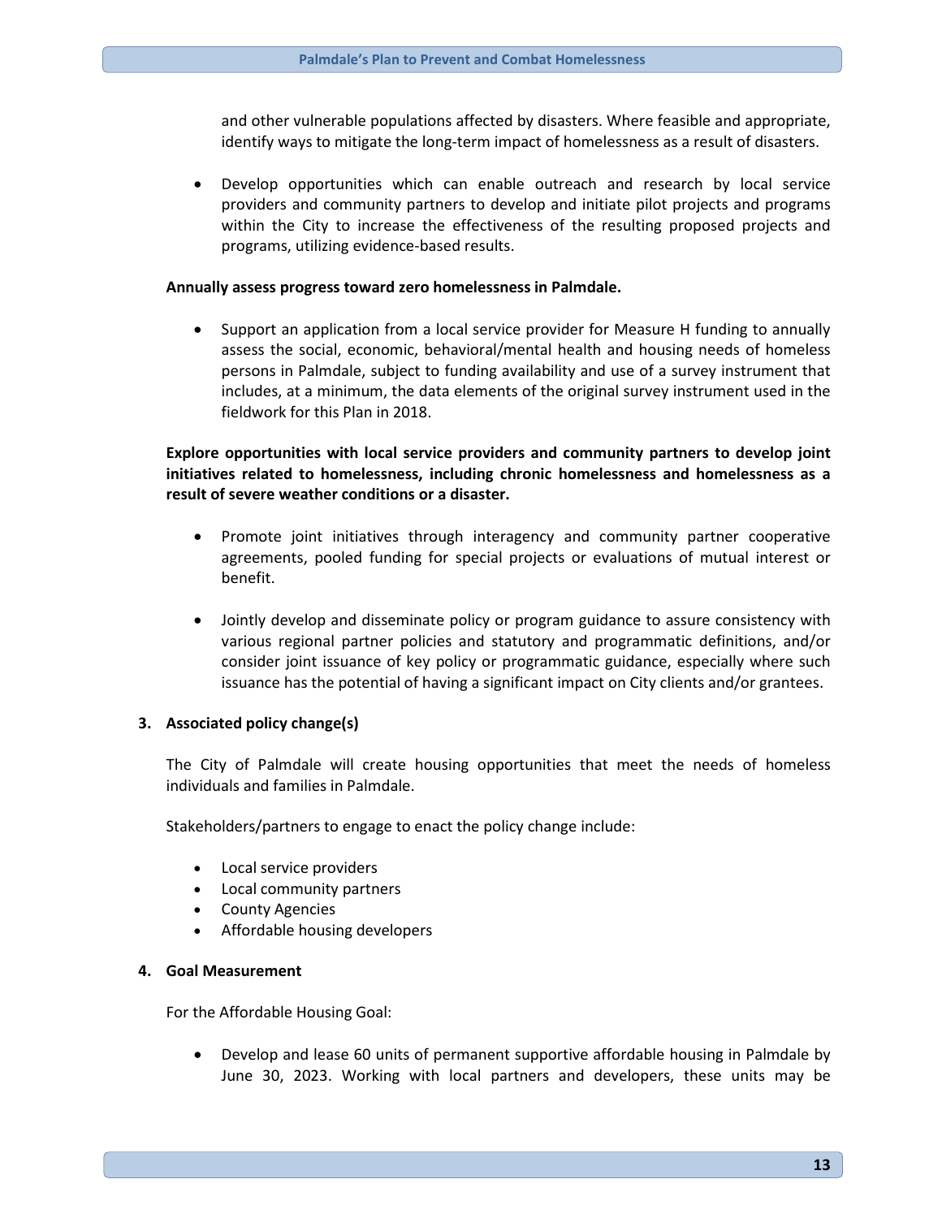and other vulnerable populations affected by disasters. Where feasible and appropriate, identify ways to mitigate the long-term impact of homelessness as a result of disasters.

- Develop opportunities which can enable outreach and research by local service providers and community partners to develop and initiate pilot projects and programs within the City to increase the effectiveness of the resulting proposed projects and programs, utilizing evidence-based results.

**Annually assess progress toward zero homelessness in Palmdale.**

- Support an application from a local service provider for Measure H funding to annually assess the social, economic, behavioral/mental health and housing needs of homeless persons in Palmdale, subject to funding availability and use of a survey instrument that includes, at a minimum, the data elements of the original survey instrument used in the fieldwork for this Plan in 2018.

**Explore opportunities with local service providers and community partners to develop joint initiatives related to homelessness, including chronic homelessness and homelessness as a result of severe weather conditions or a disaster.**

- Promote joint initiatives through interagency and community partner cooperative agreements, pooled funding for special projects or evaluations of mutual interest or benefit.

- Jointly develop and disseminate policy or program guidance to assure consistency with various regional partner policies and statutory and programmatic definitions, and/or consider joint issuance of key policy or programmatic guidance, especially where such issuance has the potential of having a significant impact on City clients and/or grantees.

### 3. Associated policy change(s)

The City of Palmdale will create housing opportunities that meet the needs of homeless individuals and families in Palmdale.

Stakeholders/partners to engage to enact the policy change include:

- Local service providers
- Local community partners
- County Agencies
- Affordable housing developers

### 4. Goal Measurement

For the Affordable Housing Goal:

- Develop and lease 60 units of permanent supportive affordable housing in Palmdale by June 30, 2023. Working with local partners and developers, these units may be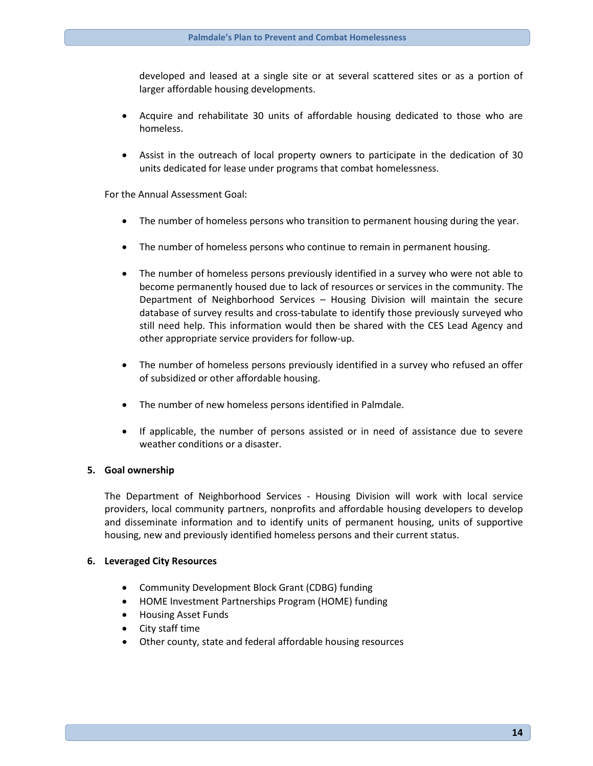developed and leased at a single site or at several scattered sites or as a portion of larger affordable housing developments.

- Acquire and rehabilitate 30 units of affordable housing dedicated to those who are homeless.
- Assist in the outreach of local property owners to participate in the dedication of 30 units dedicated for lease under programs that combat homelessness.

For the Annual Assessment Goal:

- The number of homeless persons who transition to permanent housing during the year.
- The number of homeless persons who continue to remain in permanent housing.
- The number of homeless persons previously identified in a survey who were not able to become permanently housed due to lack of resources or services in the community. The Department of Neighborhood Services – Housing Division will maintain the secure database of survey results and cross-tabulate to identify those previously surveyed who still need help. This information would then be shared with the CES Lead Agency and other appropriate service providers for follow-up.
- The number of homeless persons previously identified in a survey who refused an offer of subsidized or other affordable housing.
- The number of new homeless persons identified in Palmdale.
- If applicable, the number of persons assisted or in need of assistance due to severe weather conditions or a disaster.

**5. Goal ownership**

The Department of Neighborhood Services - Housing Division will work with local service providers, local community partners, nonprofits and affordable housing developers to develop and disseminate information and to identify units of permanent housing, units of supportive housing, new and previously identified homeless persons and their current status.

**6. Leveraged City Resources**

- Community Development Block Grant (CDBG) funding
- HOME Investment Partnerships Program (HOME) funding
- Housing Asset Funds
- City staff time
- Other county, state and federal affordable housing resources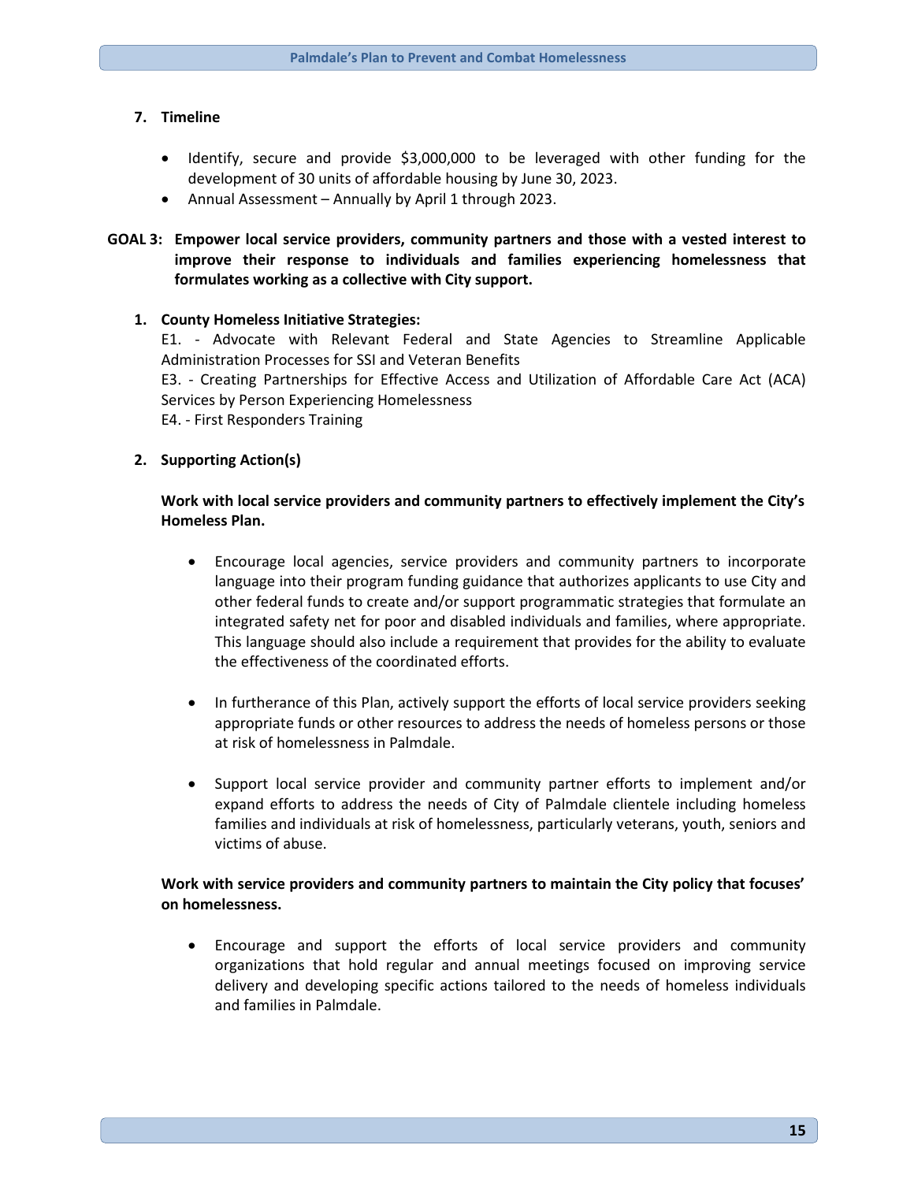7. **Timeline**

- Identify, secure and provide $3,000,000 to be leveraged with other funding for the development of 30 units of affordable housing by June 30, 2023.
- Annual Assessment – Annually by April 1 through 2023.

**GOAL 3: Empower local service providers, community partners and those with a vested interest to improve their response to individuals and families experiencing homelessness that formulates working as a collective with City support.**

1. **County Homeless Initiative Strategies:**
   E1. - Advocate with Relevant Federal and State Agencies to Streamline Applicable Administration Processes for SSI and Veteran Benefits
   E3. - Creating Partnerships for Effective Access and Utilization of Affordable Care Act (ACA) Services by Person Experiencing Homelessness
   E4. - First Responders Training

2. **Supporting Action(s)**

   **Work with local service providers and community partners to effectively implement the City's Homeless Plan.**

   - Encourage local agencies, service providers and community partners to incorporate language into their program funding guidance that authorizes applicants to use City and other federal funds to create and/or support programmatic strategies that formulate an integrated safety net for poor and disabled individuals and families, where appropriate. This language should also include a requirement that provides for the ability to evaluate the effectiveness of the coordinated efforts.

   - In furtherance of this Plan, actively support the efforts of local service providers seeking appropriate funds or other resources to address the needs of homeless persons or those at risk of homelessness in Palmdale.

   - Support local service provider and community partner efforts to implement and/or expand efforts to address the needs of City of Palmdale clientele including homeless families and individuals at risk of homelessness, particularly veterans, youth, seniors and victims of abuse.

   **Work with service providers and community partners to maintain the City policy that focuses' on homelessness.**

   - Encourage and support the efforts of local service providers and community organizations that hold regular and annual meetings focused on improving service delivery and developing specific actions tailored to the needs of homeless individuals and families in Palmdale.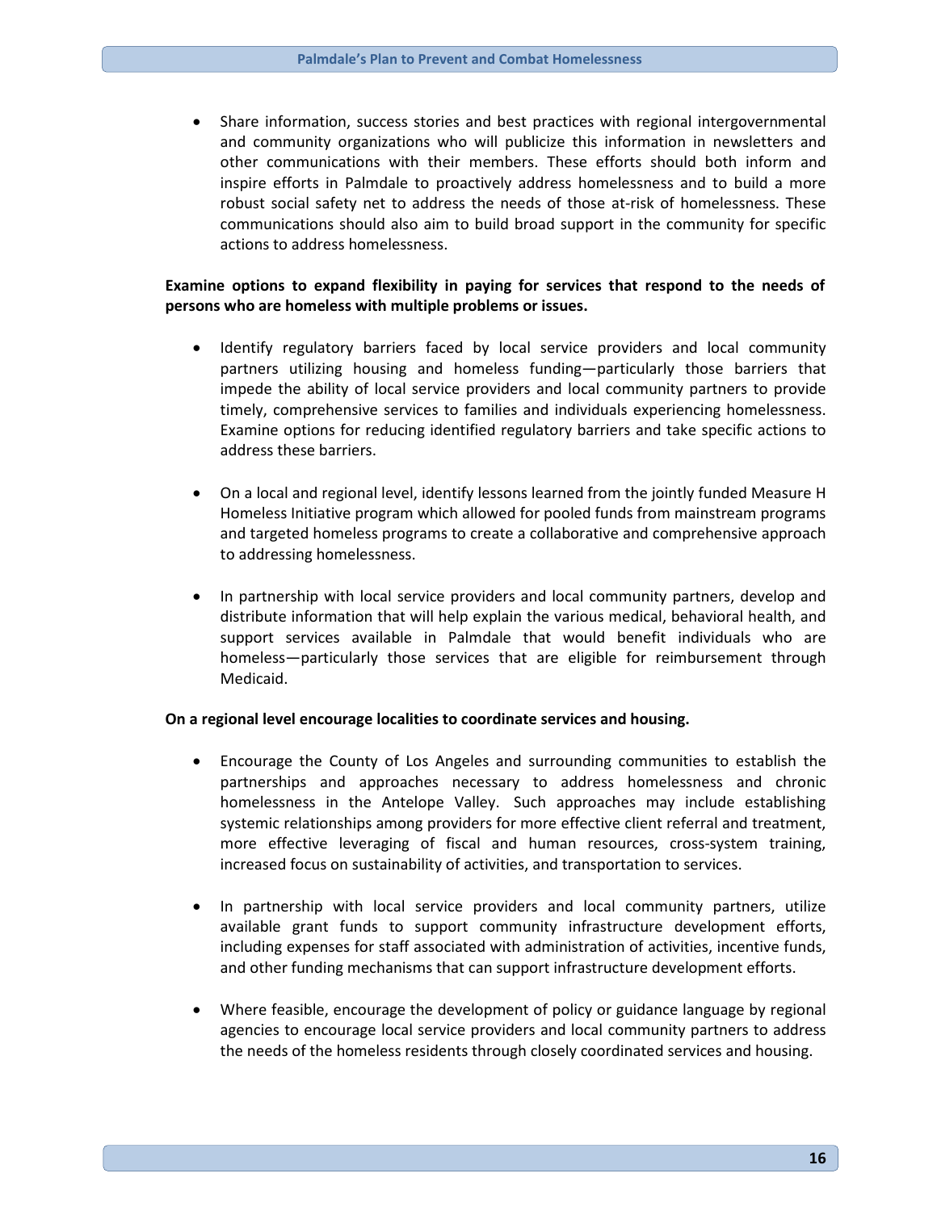- Share information, success stories and best practices with regional intergovernmental and community organizations who will publicize this information in newsletters and other communications with their members. These efforts should both inform and inspire efforts in Palmdale to proactively address homelessness and to build a more robust social safety net to address the needs of those at-risk of homelessness. These communications should also aim to build broad support in the community for specific actions to address homelessness.

**Examine options to expand flexibility in paying for services that respond to the needs of persons who are homeless with multiple problems or issues.**

- Identify regulatory barriers faced by local service providers and local community partners utilizing housing and homeless funding—particularly those barriers that impede the ability of local service providers and local community partners to provide timely, comprehensive services to families and individuals experiencing homelessness. Examine options for reducing identified regulatory barriers and take specific actions to address these barriers.

- On a local and regional level, identify lessons learned from the jointly funded Measure H Homeless Initiative program which allowed for pooled funds from mainstream programs and targeted homeless programs to create a collaborative and comprehensive approach to addressing homelessness.

- In partnership with local service providers and local community partners, develop and distribute information that will help explain the various medical, behavioral health, and support services available in Palmdale that would benefit individuals who are homeless—particularly those services that are eligible for reimbursement through Medicaid.

**On a regional level encourage localities to coordinate services and housing.**

- Encourage the County of Los Angeles and surrounding communities to establish the partnerships and approaches necessary to address homelessness and chronic homelessness in the Antelope Valley. Such approaches may include establishing systemic relationships among providers for more effective client referral and treatment, more effective leveraging of fiscal and human resources, cross-system training, increased focus on sustainability of activities, and transportation to services.

- In partnership with local service providers and local community partners, utilize available grant funds to support community infrastructure development efforts, including expenses for staff associated with administration of activities, incentive funds, and other funding mechanisms that can support infrastructure development efforts.

- Where feasible, encourage the development of policy or guidance language by regional agencies to encourage local service providers and local community partners to address the needs of the homeless residents through closely coordinated services and housing.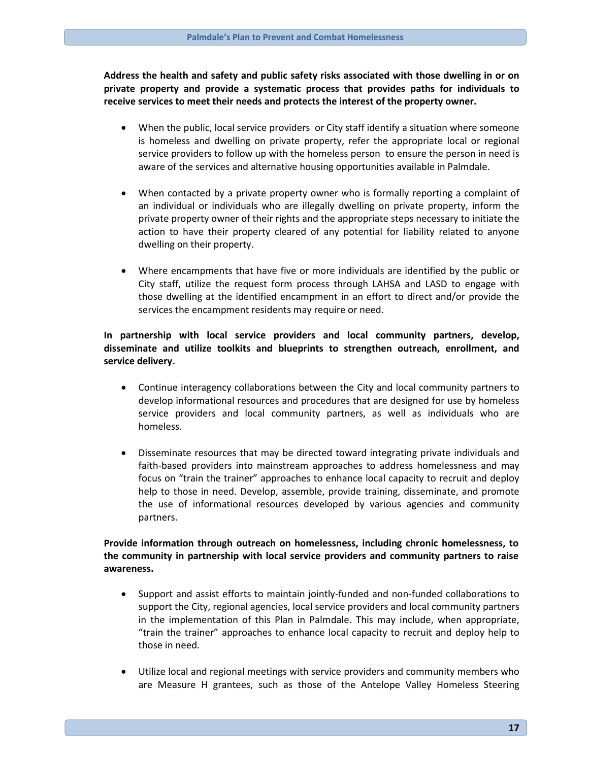**Address the health and safety and public safety risks associated with those dwelling in or on private property and provide a systematic process that provides paths for individuals to receive services to meet their needs and protects the interest of the property owner.**

- When the public, local service providers or City staff identify a situation where someone is homeless and dwelling on private property, refer the appropriate local or regional service providers to follow up with the homeless person to ensure the person in need is aware of the services and alternative housing opportunities available in Palmdale.

- When contacted by a private property owner who is formally reporting a complaint of an individual or individuals who are illegally dwelling on private property, inform the private property owner of their rights and the appropriate steps necessary to initiate the action to have their property cleared of any potential for liability related to anyone dwelling on their property.

- Where encampments that have five or more individuals are identified by the public or City staff, utilize the request form process through LAHSA and LASD to engage with those dwelling at the identified encampment in an effort to direct and/or provide the services the encampment residents may require or need.

**In partnership with local service providers and local community partners, develop, disseminate and utilize toolkits and blueprints to strengthen outreach, enrollment, and service delivery.**

- Continue interagency collaborations between the City and local community partners to develop informational resources and procedures that are designed for use by homeless service providers and local community partners, as well as individuals who are homeless.

- Disseminate resources that may be directed toward integrating private individuals and faith-based providers into mainstream approaches to address homelessness and may focus on "train the trainer" approaches to enhance local capacity to recruit and deploy help to those in need. Develop, assemble, provide training, disseminate, and promote the use of informational resources developed by various agencies and community partners.

**Provide information through outreach on homelessness, including chronic homelessness, to the community in partnership with local service providers and community partners to raise awareness.**

- Support and assist efforts to maintain jointly-funded and non-funded collaborations to support the City, regional agencies, local service providers and local community partners in the implementation of this Plan in Palmdale. This may include, when appropriate, "train the trainer" approaches to enhance local capacity to recruit and deploy help to those in need.

- Utilize local and regional meetings with service providers and community members who are Measure H grantees, such as those of the Antelope Valley Homeless Steering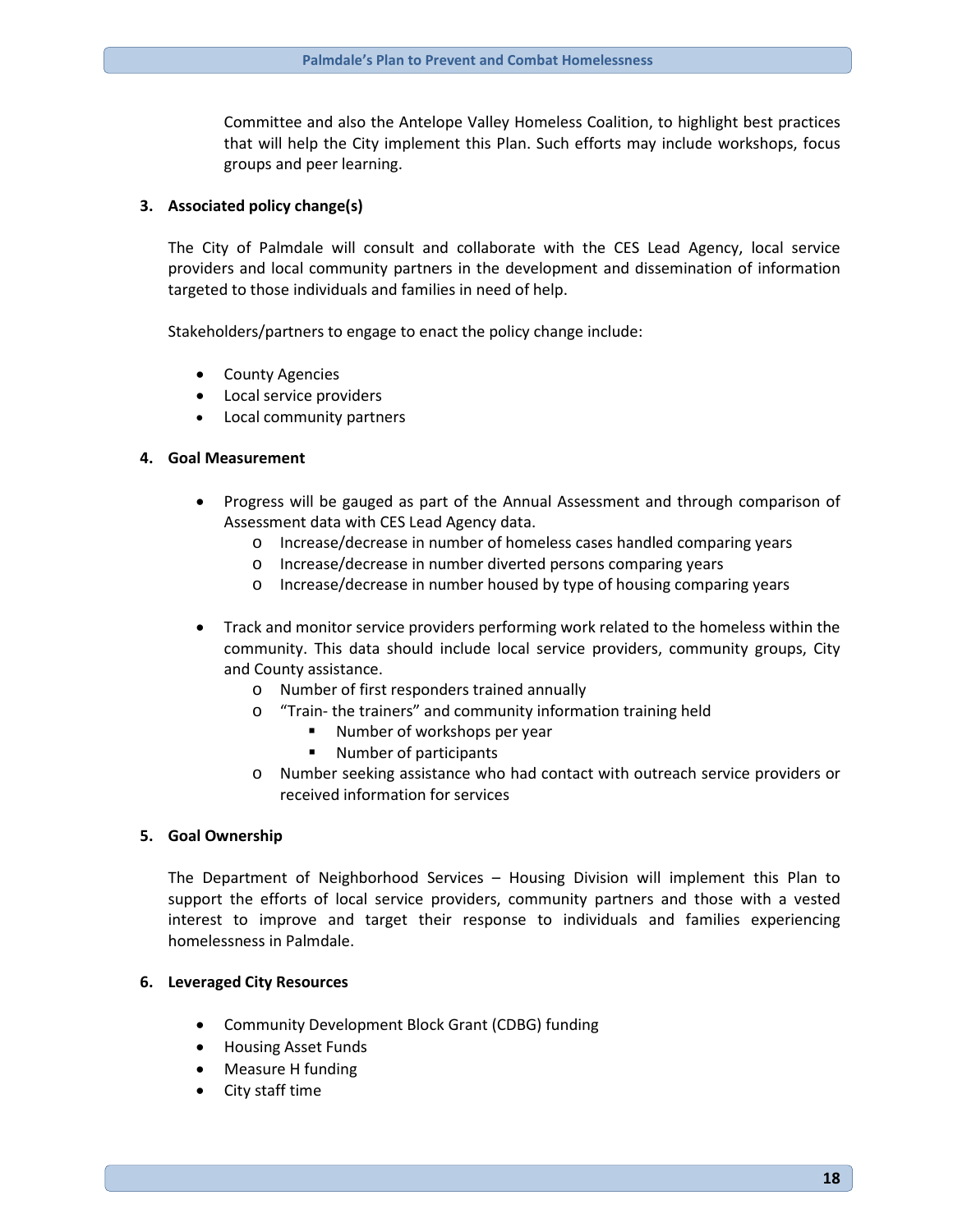Committee and also the Antelope Valley Homeless Coalition, to highlight best practices that will help the City implement this Plan. Such efforts may include workshops, focus groups and peer learning.

**3. Associated policy change(s)**

The City of Palmdale will consult and collaborate with the CES Lead Agency, local service providers and local community partners in the development and dissemination of information targeted to those individuals and families in need of help.

Stakeholders/partners to engage to enact the policy change include:

- County Agencies
- Local service providers
- Local community partners

**4. Goal Measurement**

- Progress will be gauged as part of the Annual Assessment and through comparison of Assessment data with CES Lead Agency data.
    - Increase/decrease in number of homeless cases handled comparing years
    - Increase/decrease in number diverted persons comparing years
    - Increase/decrease in number housed by type of housing comparing years

- Track and monitor service providers performing work related to the homeless within the community. This data should include local service providers, community groups, City and County assistance.
    - Number of first responders trained annually
    - "Train- the trainers" and community information training held
        - Number of workshops per year
        - Number of participants
    - Number seeking assistance who had contact with outreach service providers or received information for services

**5. Goal Ownership**

The Department of Neighborhood Services – Housing Division will implement this Plan to support the efforts of local service providers, community partners and those with a vested interest to improve and target their response to individuals and families experiencing homelessness in Palmdale.

**6. Leveraged City Resources**

- Community Development Block Grant (CDBG) funding
- Housing Asset Funds
- Measure H funding
- City staff time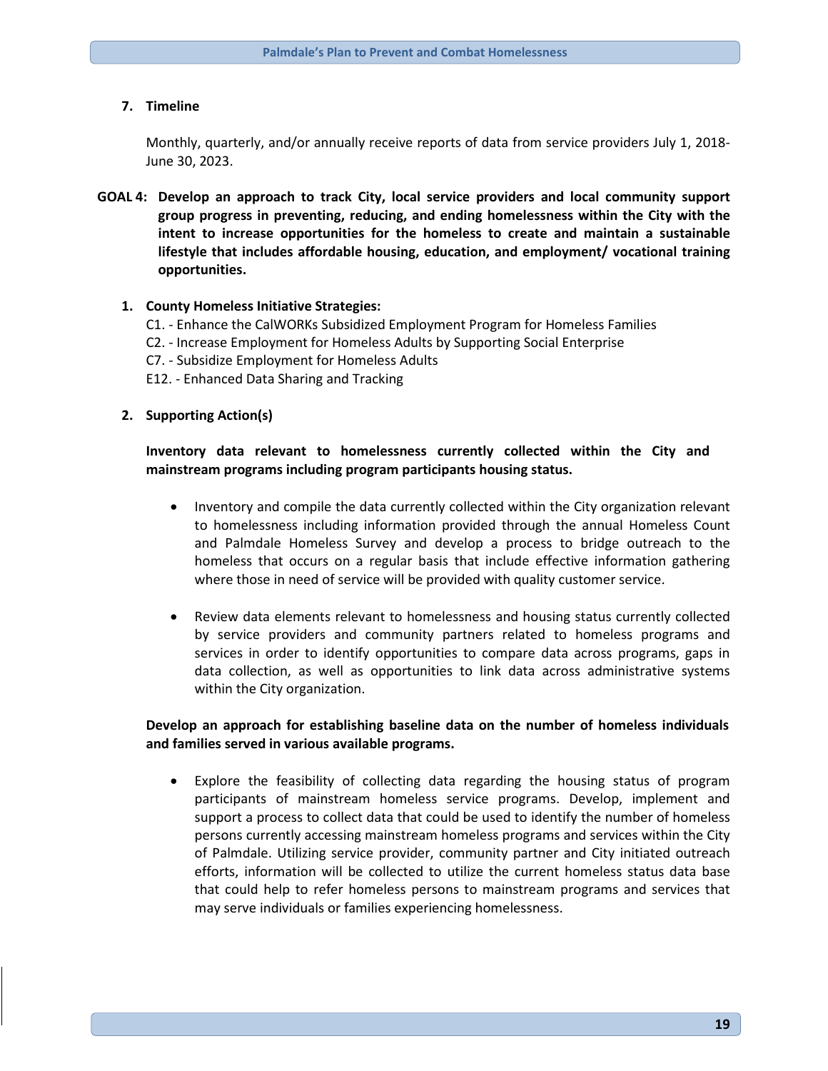7. **Timeline**

   Monthly, quarterly, and/or annually receive reports of data from service providers July 1, 2018-June 30, 2023.

**GOAL 4: Develop an approach to track City, local service providers and local community support group progress in preventing, reducing, and ending homelessness within the City with the intent to increase opportunities for the homeless to create and maintain a sustainable lifestyle that includes affordable housing, education, and employment/ vocational training opportunities.**

1. **County Homeless Initiative Strategies:**

   C1. - Enhance the CalWORKs Subsidized Employment Program for Homeless Families
   C2. - Increase Employment for Homeless Adults by Supporting Social Enterprise
   C7. - Subsidize Employment for Homeless Adults
   E12. - Enhanced Data Sharing and Tracking

2. **Supporting Action(s)**

   **Inventory data relevant to homelessness currently collected within the City and mainstream programs including program participants housing status.**

   - Inventory and compile the data currently collected within the City organization relevant to homelessness including information provided through the annual Homeless Count and Palmdale Homeless Survey and develop a process to bridge outreach to the homeless that occurs on a regular basis that include effective information gathering where those in need of service will be provided with quality customer service.

   - Review data elements relevant to homelessness and housing status currently collected by service providers and community partners related to homeless programs and services in order to identify opportunities to compare data across programs, gaps in data collection, as well as opportunities to link data across administrative systems within the City organization.

   **Develop an approach for establishing baseline data on the number of homeless individuals and families served in various available programs.**

   - Explore the feasibility of collecting data regarding the housing status of program participants of mainstream homeless service programs. Develop, implement and support a process to collect data that could be used to identify the number of homeless persons currently accessing mainstream homeless programs and services within the City of Palmdale. Utilizing service provider, community partner and City initiated outreach efforts, information will be collected to utilize the current homeless status data base that could help to refer homeless persons to mainstream programs and services that may serve individuals or families experiencing homelessness.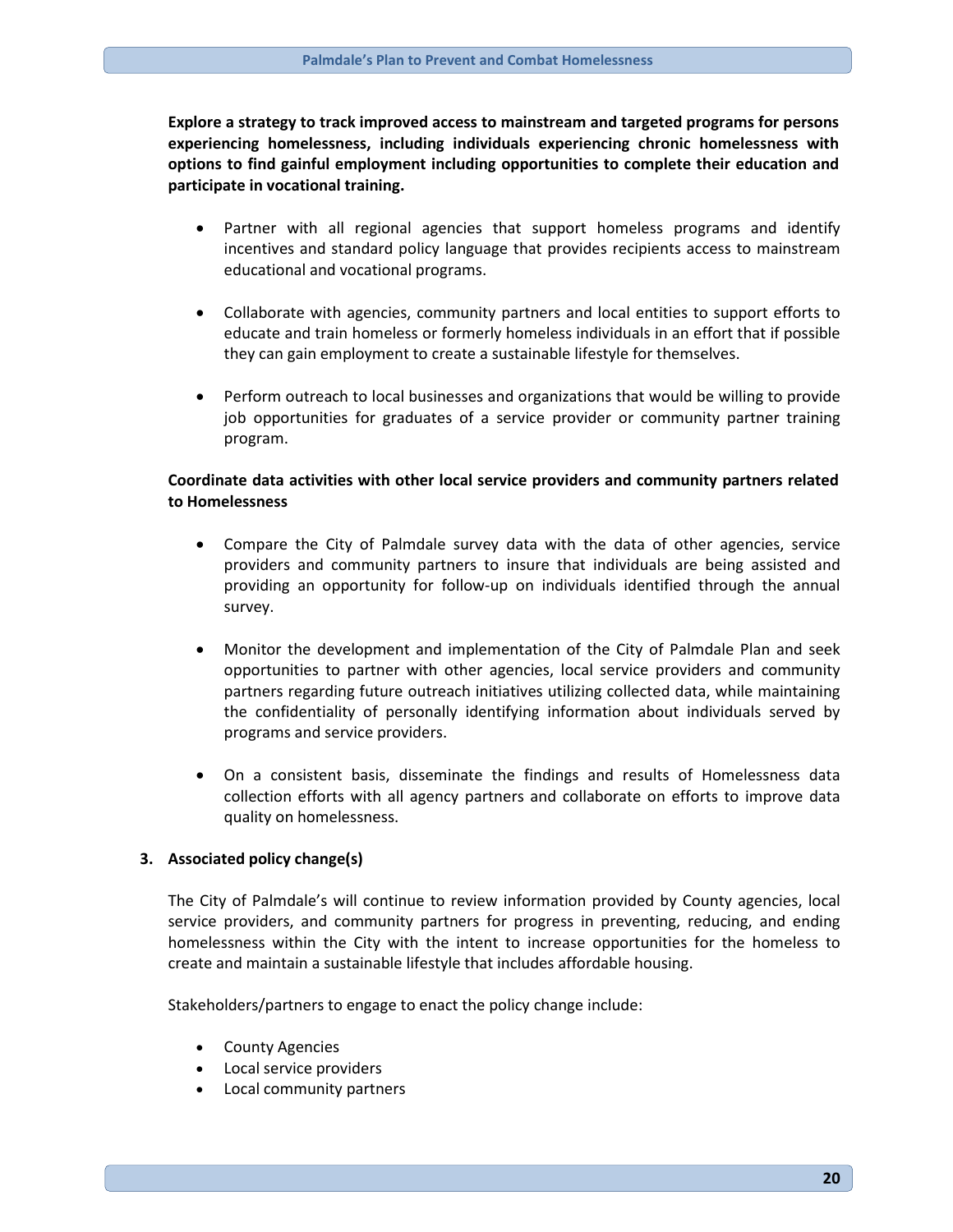**Explore a strategy to track improved access to mainstream and targeted programs for persons experiencing homelessness, including individuals experiencing chronic homelessness with options to find gainful employment including opportunities to complete their education and participate in vocational training.**

- Partner with all regional agencies that support homeless programs and identify incentives and standard policy language that provides recipients access to mainstream educational and vocational programs.
- Collaborate with agencies, community partners and local entities to support efforts to educate and train homeless or formerly homeless individuals in an effort that if possible they can gain employment to create a sustainable lifestyle for themselves.
- Perform outreach to local businesses and organizations that would be willing to provide job opportunities for graduates of a service provider or community partner training program.

**Coordinate data activities with other local service providers and community partners related to Homelessness**

- Compare the City of Palmdale survey data with the data of other agencies, service providers and community partners to insure that individuals are being assisted and providing an opportunity for follow-up on individuals identified through the annual survey.
- Monitor the development and implementation of the City of Palmdale Plan and seek opportunities to partner with other agencies, local service providers and community partners regarding future outreach initiatives utilizing collected data, while maintaining the confidentiality of personally identifying information about individuals served by programs and service providers.
- On a consistent basis, disseminate the findings and results of Homelessness data collection efforts with all agency partners and collaborate on efforts to improve data quality on homelessness.

**3. Associated policy change(s)**

The City of Palmdale's will continue to review information provided by County agencies, local service providers, and community partners for progress in preventing, reducing, and ending homelessness within the City with the intent to increase opportunities for the homeless to create and maintain a sustainable lifestyle that includes affordable housing.

Stakeholders/partners to engage to enact the policy change include:

- County Agencies
- Local service providers
- Local community partners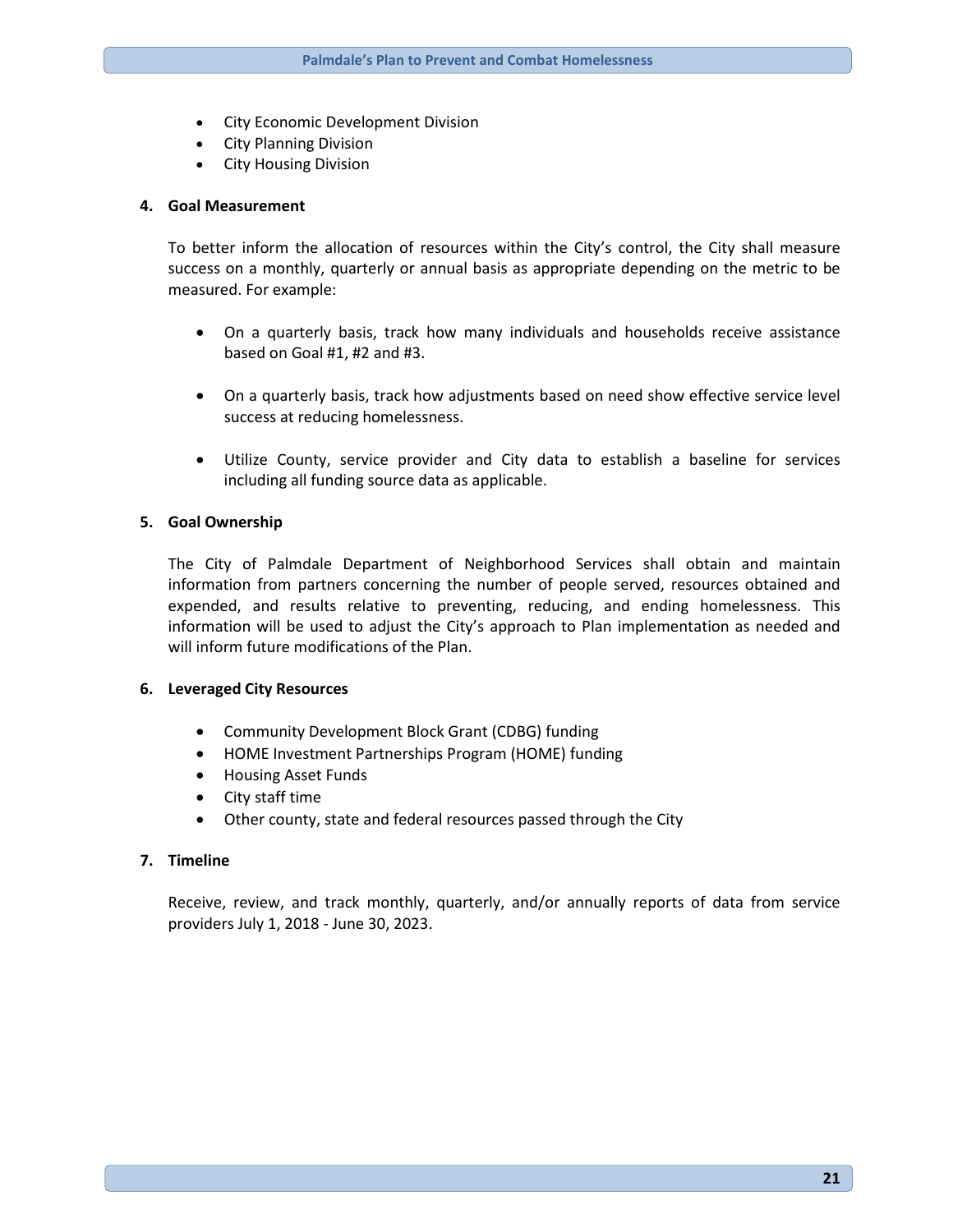- City Economic Development Division
- City Planning Division
- City Housing Division

**4. Goal Measurement**

To better inform the allocation of resources within the City's control, the City shall measure success on a monthly, quarterly or annual basis as appropriate depending on the metric to be measured. For example:

- On a quarterly basis, track how many individuals and households receive assistance based on Goal #1, #2 and #3.

- On a quarterly basis, track how adjustments based on need show effective service level success at reducing homelessness.

- Utilize County, service provider and City data to establish a baseline for services including all funding source data as applicable.

**5. Goal Ownership**

The City of Palmdale Department of Neighborhood Services shall obtain and maintain information from partners concerning the number of people served, resources obtained and expended, and results relative to preventing, reducing, and ending homelessness. This information will be used to adjust the City's approach to Plan implementation as needed and will inform future modifications of the Plan.

**6. Leveraged City Resources**

- Community Development Block Grant (CDBG) funding
- HOME Investment Partnerships Program (HOME) funding
- Housing Asset Funds
- City staff time
- Other county, state and federal resources passed through the City

**7. Timeline**

Receive, review, and track monthly, quarterly, and/or annually reports of data from service providers July 1, 2018 - June 30, 2023.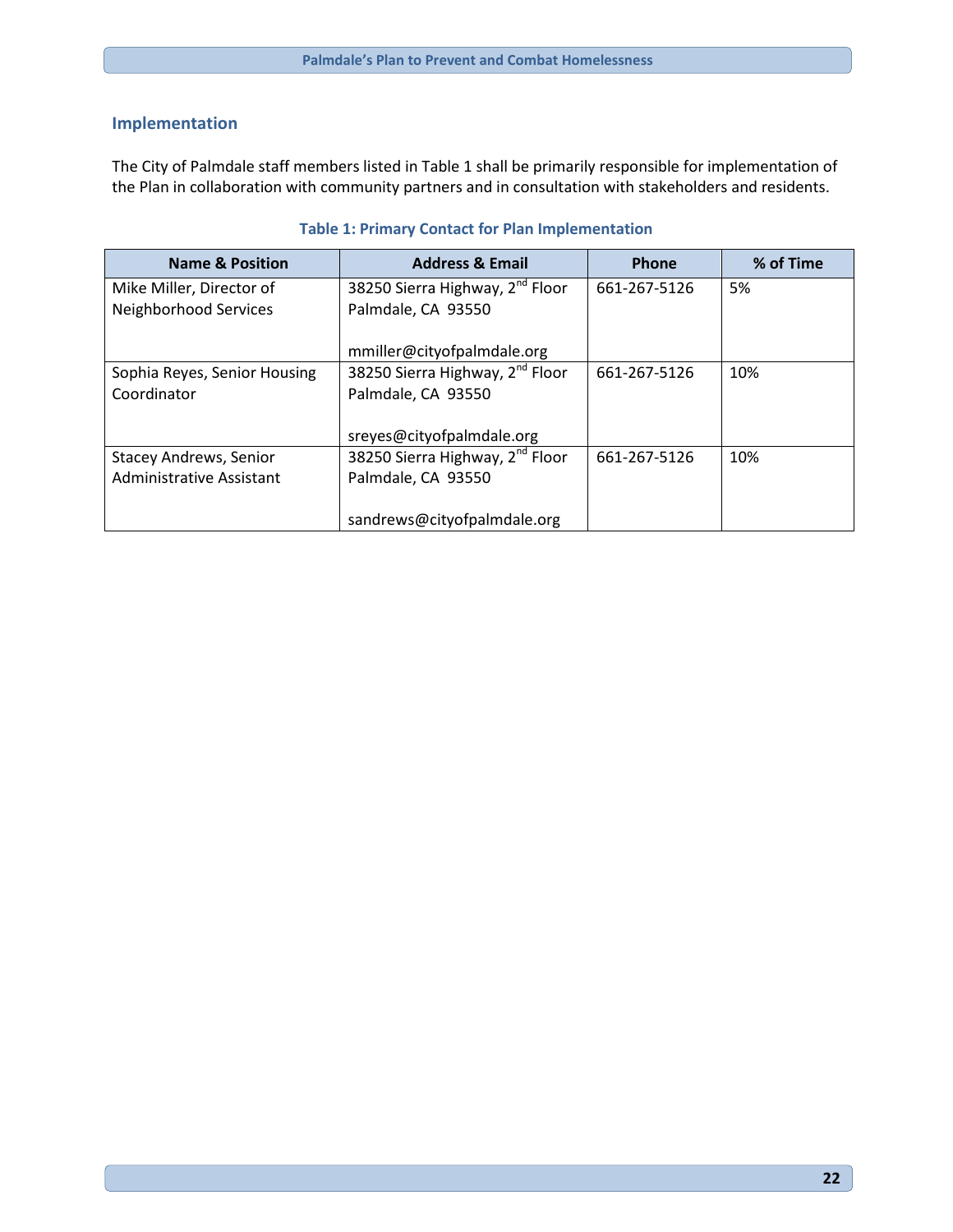## Implementation

The City of Palmdale staff members listed in Table 1 shall be primarily responsible for implementation of the Plan in collaboration with community partners and in consultation with stakeholders and residents.

**Table 1: Primary Contact for Plan Implementation**

| Name & Position | Address & Email | Phone | % of Time |
|---|---|---|---|
| Mike Miller, Director of Neighborhood Services | 38250 Sierra Highway, 2nd Floor Palmdale, CA 93550 mmiller@cityofpalmdale.org | 661-267-5126 | 5% |
| Sophia Reyes, Senior Housing Coordinator | 38250 Sierra Highway, 2nd Floor Palmdale, CA 93550 sreyes@cityofpalmdale.org | 661-267-5126 | 10% |
| Stacey Andrews, Senior Administrative Assistant | 38250 Sierra Highway, 2nd Floor Palmdale, CA 93550 sandrews@cityofpalmdale.org | 661-267-5126 | 10% |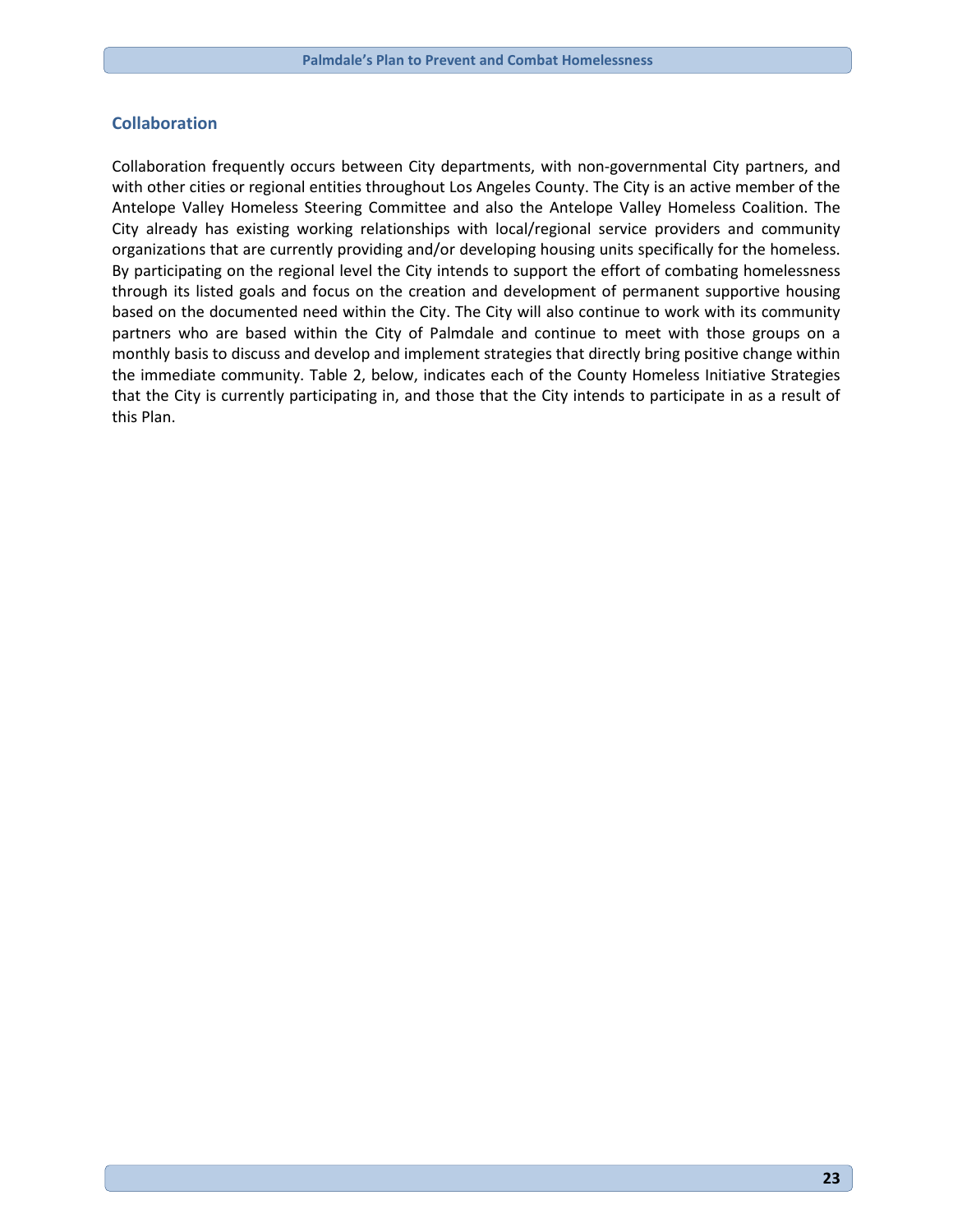## Collaboration

Collaboration frequently occurs between City departments, with non-governmental City partners, and with other cities or regional entities throughout Los Angeles County. The City is an active member of the Antelope Valley Homeless Steering Committee and also the Antelope Valley Homeless Coalition. The City already has existing working relationships with local/regional service providers and community organizations that are currently providing and/or developing housing units specifically for the homeless. By participating on the regional level the City intends to support the effort of combating homelessness through its listed goals and focus on the creation and development of permanent supportive housing based on the documented need within the City. The City will also continue to work with its community partners who are based within the City of Palmdale and continue to meet with those groups on a monthly basis to discuss and develop and implement strategies that directly bring positive change within the immediate community. Table 2, below, indicates each of the County Homeless Initiative Strategies that the City is currently participating in, and those that the City intends to participate in as a result of this Plan.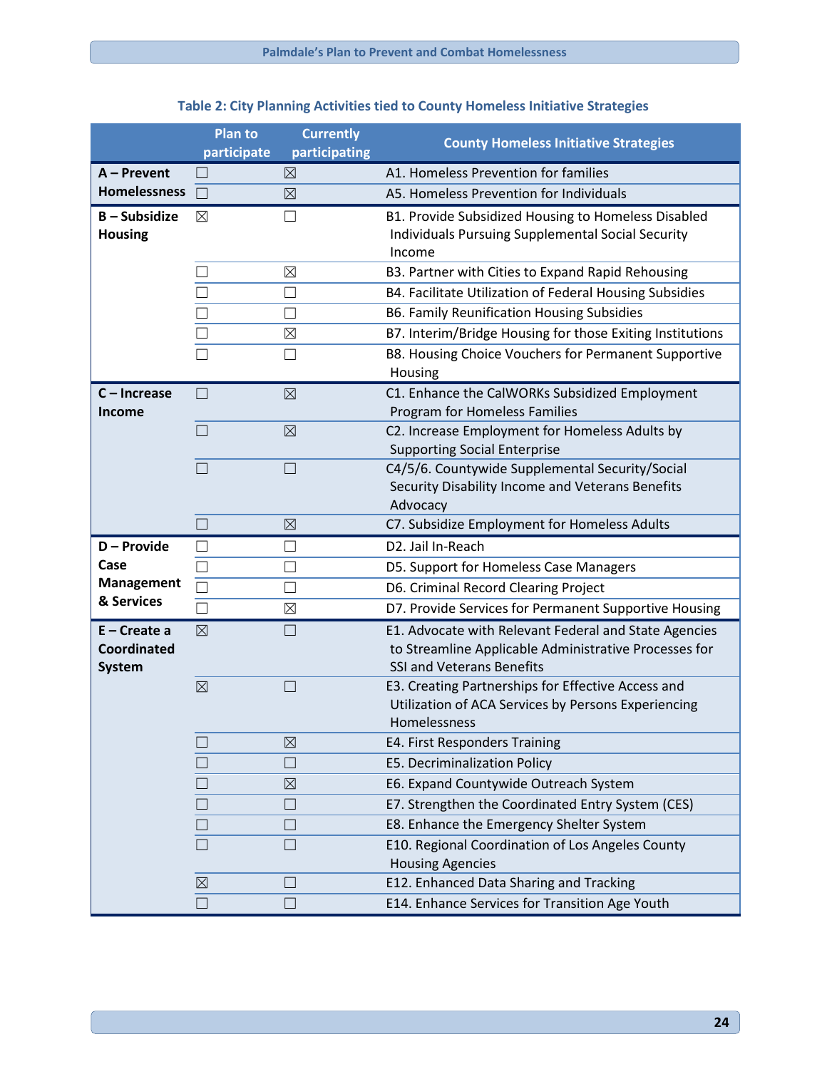### Table 2: City Planning Activities tied to County Homeless Initiative Strategies

| | Plan to participate | Currently participating | County Homeless Initiative Strategies |
|---|---|---|---|
| **A – Prevent Homelessness** | ☐ | ☒ | A1. Homeless Prevention for families |
| | ☐ | ☒ | A5. Homeless Prevention for Individuals |
| **B – Subsidize Housing** | ☒ | ☐ | B1. Provide Subsidized Housing to Homeless Disabled Individuals Pursuing Supplemental Social Security Income |
| | ☐ | ☒ | B3. Partner with Cities to Expand Rapid Rehousing |
| | ☐ | ☐ | B4. Facilitate Utilization of Federal Housing Subsidies |
| | ☐ | ☐ | B6. Family Reunification Housing Subsidies |
| | ☐ | ☒ | B7. Interim/Bridge Housing for those Exiting Institutions |
| | ☐ | ☐ | B8. Housing Choice Vouchers for Permanent Supportive Housing |
| **C – Increase Income** | ☐ | ☒ | C1. Enhance the CalWORKs Subsidized Employment Program for Homeless Families |
| | ☐ | ☒ | C2. Increase Employment for Homeless Adults by Supporting Social Enterprise |
| | ☐ | ☐ | C4/5/6. Countywide Supplemental Security/Social Security Disability Income and Veterans Benefits Advocacy |
| | ☐ | ☒ | C7. Subsidize Employment for Homeless Adults |
| **D – Provide Case Management & Services** | ☐ | ☐ | D2. Jail In-Reach |
| | ☐ | ☐ | D5. Support for Homeless Case Managers |
| | ☐ | ☐ | D6. Criminal Record Clearing Project |
| | ☐ | ☒ | D7. Provide Services for Permanent Supportive Housing |
| **E – Create a Coordinated System** | ☒ | ☐ | E1. Advocate with Relevant Federal and State Agencies to Streamline Applicable Administrative Processes for SSI and Veterans Benefits |
| | ☒ | ☐ | E3. Creating Partnerships for Effective Access and Utilization of ACA Services by Persons Experiencing Homelessness |
| | ☐ | ☒ | E4. First Responders Training |
| | ☐ | ☐ | E5. Decriminalization Policy |
| | ☐ | ☒ | E6. Expand Countywide Outreach System |
| | ☐ | ☐ | E7. Strengthen the Coordinated Entry System (CES) |
| | ☐ | ☐ | E8. Enhance the Emergency Shelter System |
| | ☐ | ☐ | E10. Regional Coordination of Los Angeles County Housing Agencies |
| | ☒ | ☐ | E12. Enhanced Data Sharing and Tracking |
| | ☐ | ☐ | E14. Enhance Services for Transition Age Youth |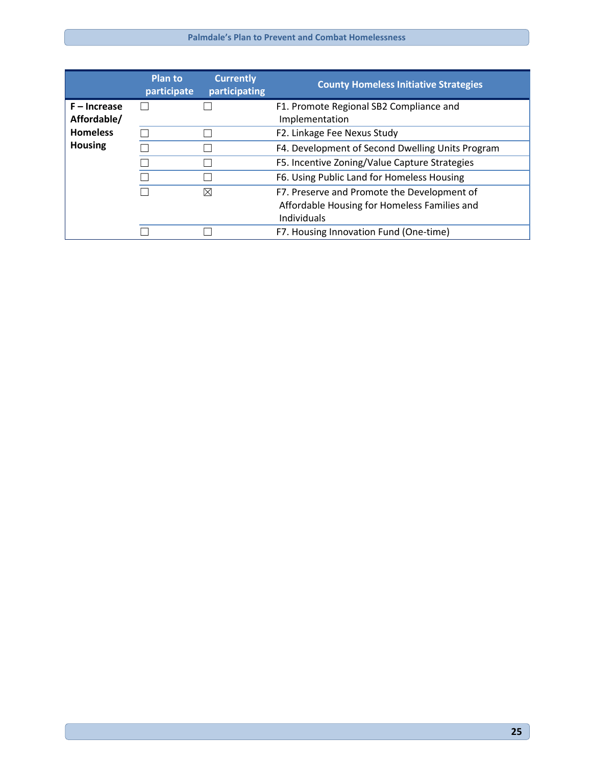| | Plan to participate | Currently participating | County Homeless Initiative Strategies |
|---|---|---|---|
| **F – Increase Affordable/ Homeless Housing** | ☐ | ☐ | F1. Promote Regional SB2 Compliance and Implementation |
| | ☐ | ☐ | F2. Linkage Fee Nexus Study |
| | ☐ | ☐ | F4. Development of Second Dwelling Units Program |
| | ☐ | ☐ | F5. Incentive Zoning/Value Capture Strategies |
| | ☐ | ☐ | F6. Using Public Land for Homeless Housing |
| | ☐ | ☒ | F7. Preserve and Promote the Development of Affordable Housing for Homeless Families and Individuals |
| | ☐ | ☐ | F7. Housing Innovation Fund (One-time) |